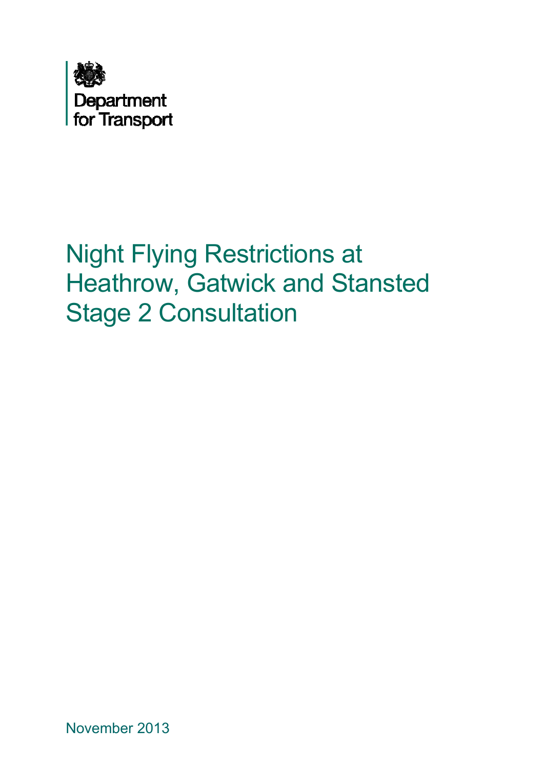Department for Transport

# Night Flying Restrictions at Heathrow, Gatwick and Stansted Stage 2 Consultation

November 2013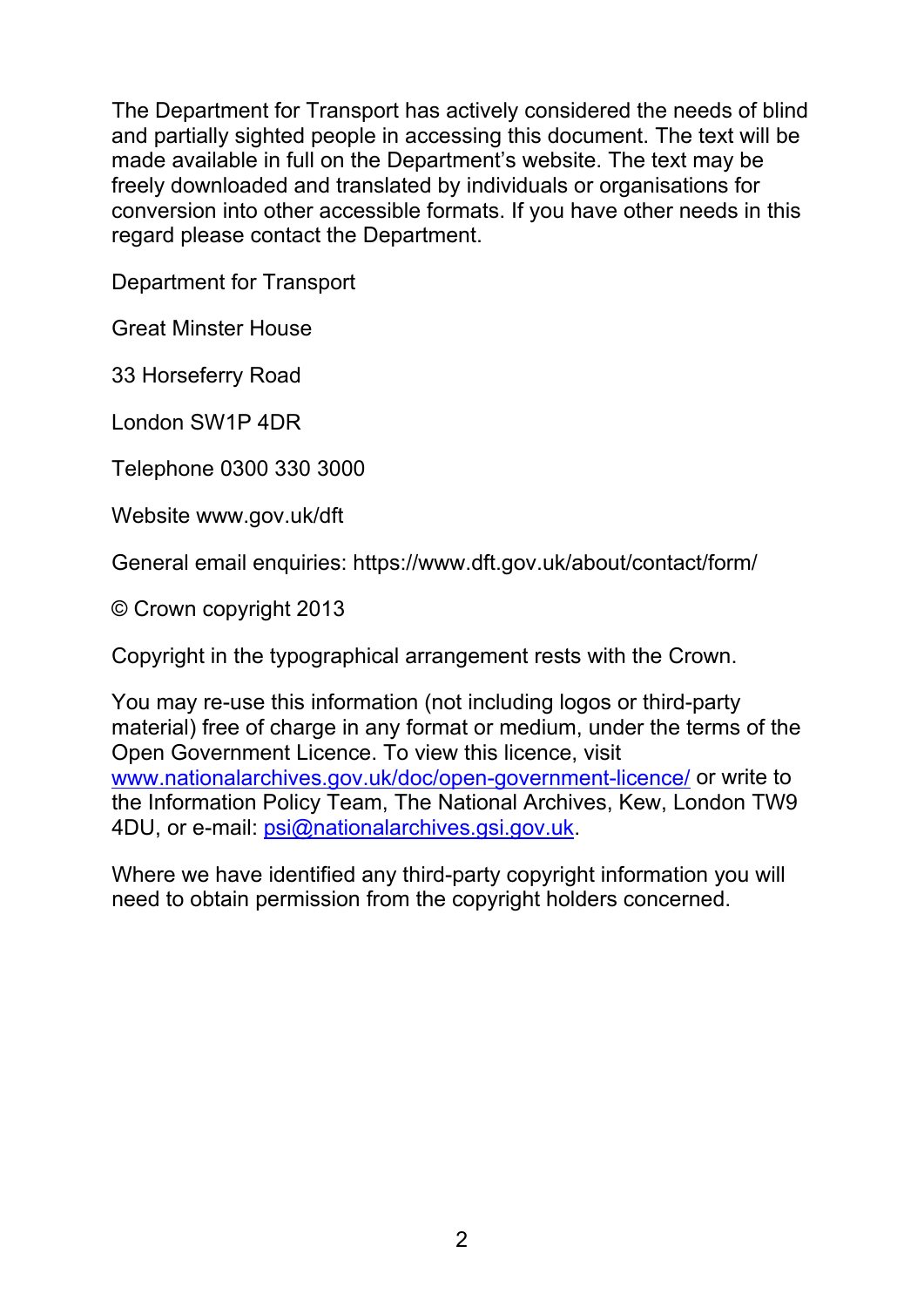The Department for Transport has actively considered the needs of blind and partially sighted people in accessing this document. The text will be made available in full on the Department's website. The text may be freely downloaded and translated by individuals or organisations for conversion into other accessible formats. If you have other needs in this regard please contact the Department.

Department for Transport

Great Minster House

33 Horseferry Road

London SW1P 4DR

Telephone 0300 330 3000

Website www.gov.uk/dft

General email enquiries: https://www.dft.gov.uk/about/contact/form/

© Crown copyright 2013

Copyright in the typographical arrangement rests with the Crown.

You may re-use this information (not including logos or third-party material) free of charge in any format or medium, under the terms of the Open Government Licence. To view this licence, visit www.nationalarchives.gov.uk/doc/open-government-licence/ or write to the Information Policy Team, The National Archives, Kew, London TW9 4DU, or e-mail: psi@nationalarchives.gsi.gov.uk.

Where we have identified any third-party copyright information you will need to obtain permission from the copyright holders concerned.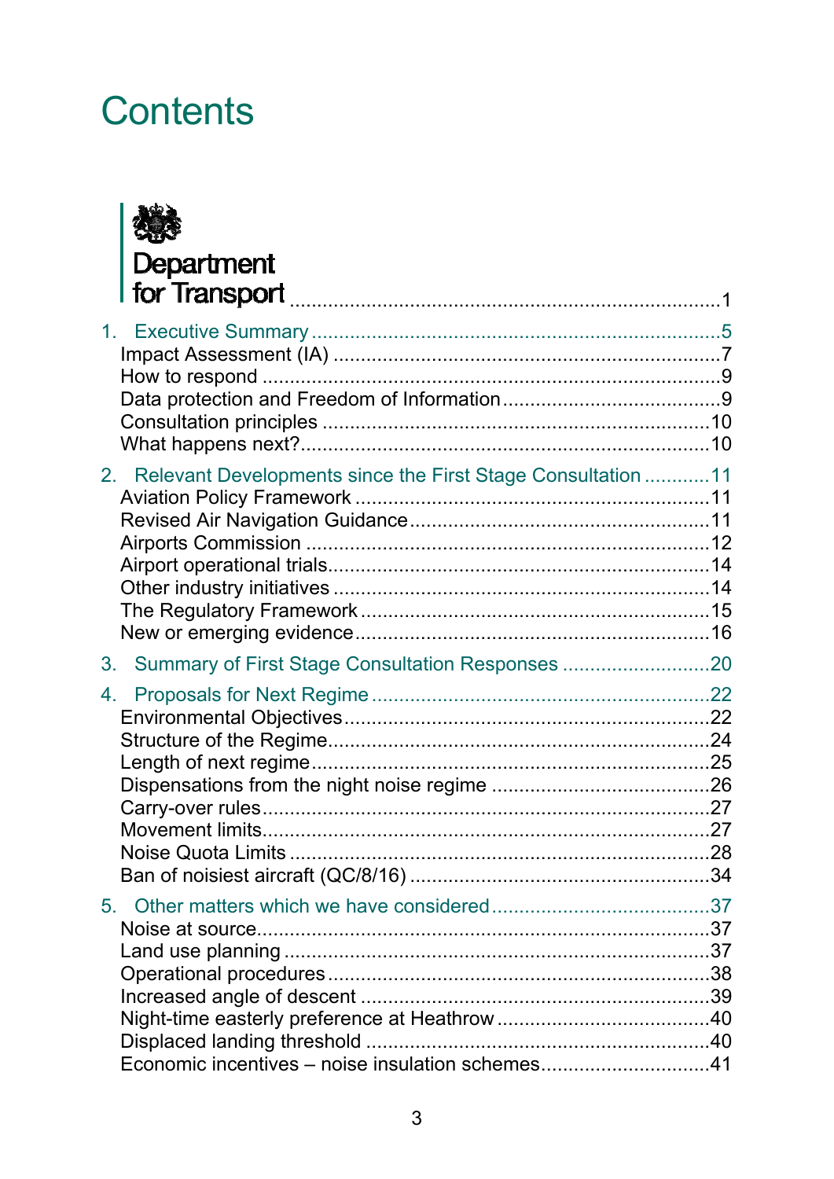# Contents

Department for Transport ............................................................................1

1. Executive Summary ...........................................................................5
   - Impact Assessment (IA) .......................................................................7
   - How to respond ....................................................................................9
   - Data protection and Freedom of Information ........................................9
   - Consultation principles .......................................................................10
   - What happens next? ...........................................................................10

2. Relevant Developments since the First Stage Consultation ............11
   - Aviation Policy Framework .................................................................11
   - Revised Air Navigation Guidance .......................................................11
   - Airports Commission ..........................................................................12
   - Airport operational trials ....................................................................14
   - Other industry initiatives .....................................................................14
   - The Regulatory Framework ................................................................15
   - New or emerging evidence .................................................................16

3. Summary of First Stage Consultation Responses ............................20

4. Proposals for Next Regime .............................................................22
   - Environmental Objectives ...................................................................22
   - Structure of the Regime .....................................................................24
   - Length of next regime ........................................................................25
   - Dispensations from the night noise regime ........................................26
   - Carry-over rules .................................................................................27
   - Movement limits .................................................................................27
   - Noise Quota Limits .............................................................................28
   - Ban of noisiest aircraft (QC/8/16) .......................................................34

5. Other matters which we have considered ........................................37
   - Noise at source ...................................................................................37
   - Land use planning ..............................................................................37
   - Operational procedures ......................................................................38
   - Increased angle of descent .................................................................39
   - Night-time easterly preference at Heathrow .......................................40
   - Displaced landing threshold ...............................................................40
   - Economic incentives – noise insulation schemes ...............................41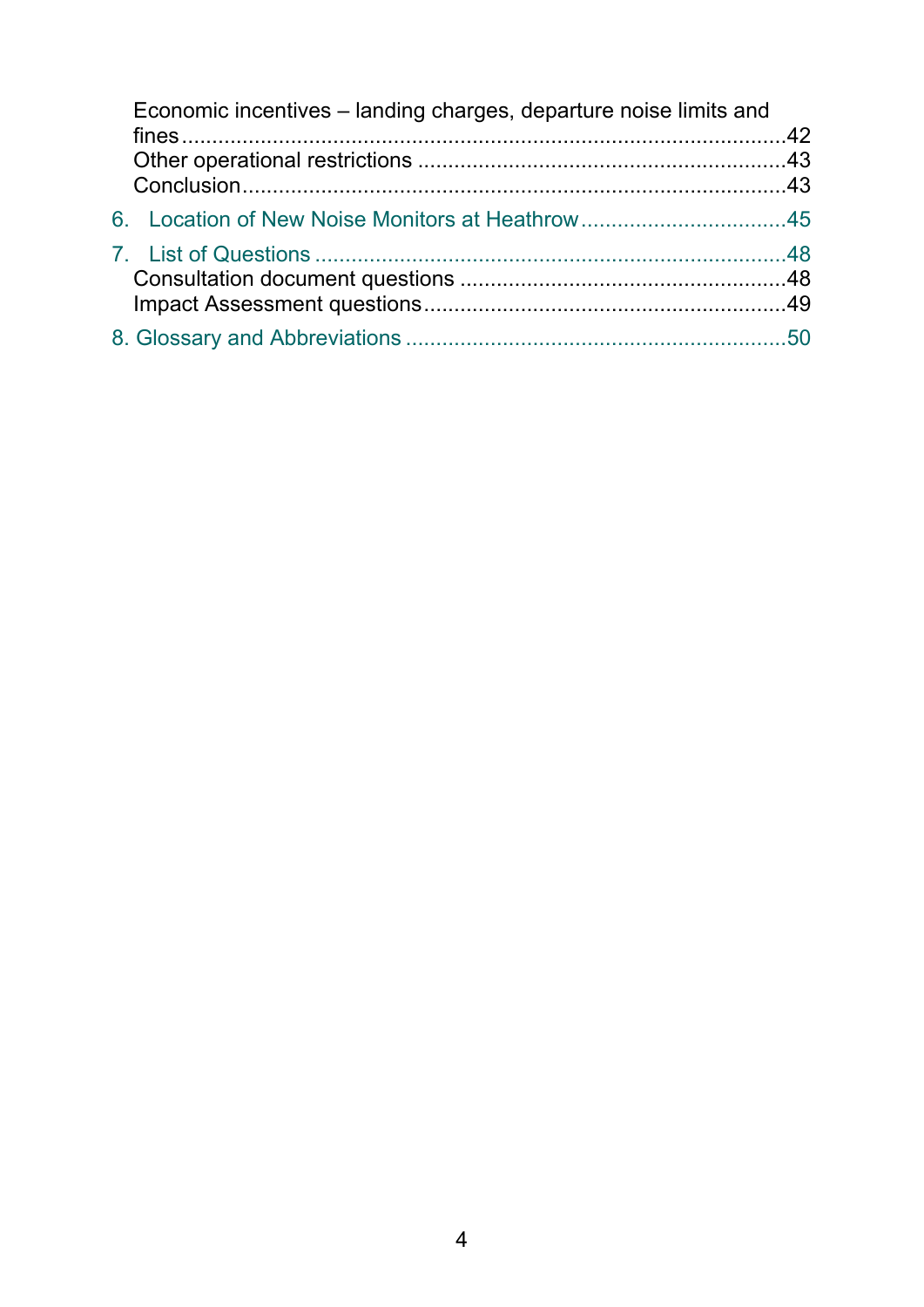Economic incentives – landing charges, departure noise limits and fines ....................................................................................42
Other operational restrictions ............................................................43
Conclusion.........................................................................................43

6. Location of New Noise Monitors at Heathrow ..................................45

7. List of Questions ..............................................................................48
Consultation document questions .....................................................48
Impact Assessment questions...........................................................49

8. Glossary and Abbreviations ...............................................................50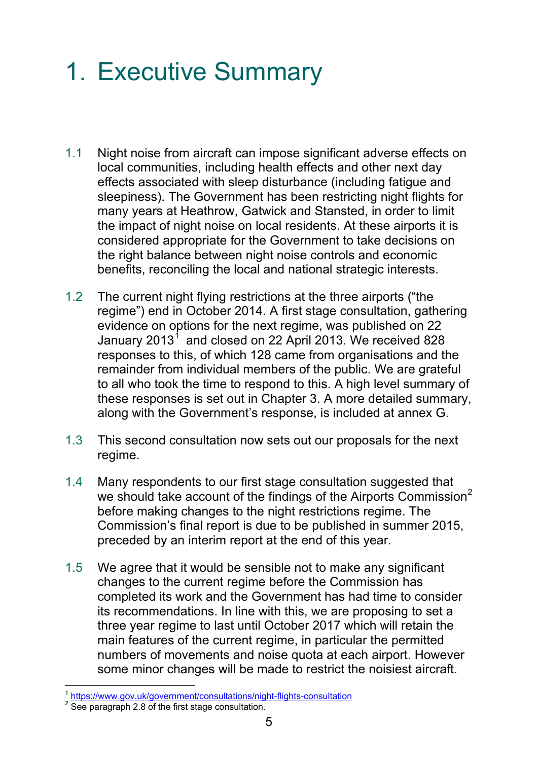# 1. Executive Summary

1.1 Night noise from aircraft can impose significant adverse effects on local communities, including health effects and other next day effects associated with sleep disturbance (including fatigue and sleepiness). The Government has been restricting night flights for many years at Heathrow, Gatwick and Stansted, in order to limit the impact of night noise on local residents. At these airports it is considered appropriate for the Government to take decisions on the right balance between night noise controls and economic benefits, reconciling the local and national strategic interests.

1.2 The current night flying restrictions at the three airports ("the regime") end in October 2014. A first stage consultation, gathering evidence on options for the next regime, was published on 22 January 2013[1] and closed on 22 April 2013. We received 828 responses to this, of which 128 came from organisations and the remainder from individual members of the public. We are grateful to all who took the time to respond to this. A high level summary of these responses is set out in Chapter 3. A more detailed summary, along with the Government's response, is included at annex G.

1.3 This second consultation now sets out our proposals for the next regime.

1.4 Many respondents to our first stage consultation suggested that we should take account of the findings of the Airports Commission[2] before making changes to the night restrictions regime. The Commission's final report is due to be published in summer 2015, preceded by an interim report at the end of this year.

1.5 We agree that it would be sensible not to make any significant changes to the current regime before the Commission has completed its work and the Government has had time to consider its recommendations. In line with this, we are proposing to set a three year regime to last until October 2017 which will retain the main features of the current regime, in particular the permitted numbers of movements and noise quota at each airport. However some minor changes will be made to restrict the noisiest aircraft.

---

[1] https://www.gov.uk/government/consultations/night-flights-consultation

[2] See paragraph 2.8 of the first stage consultation.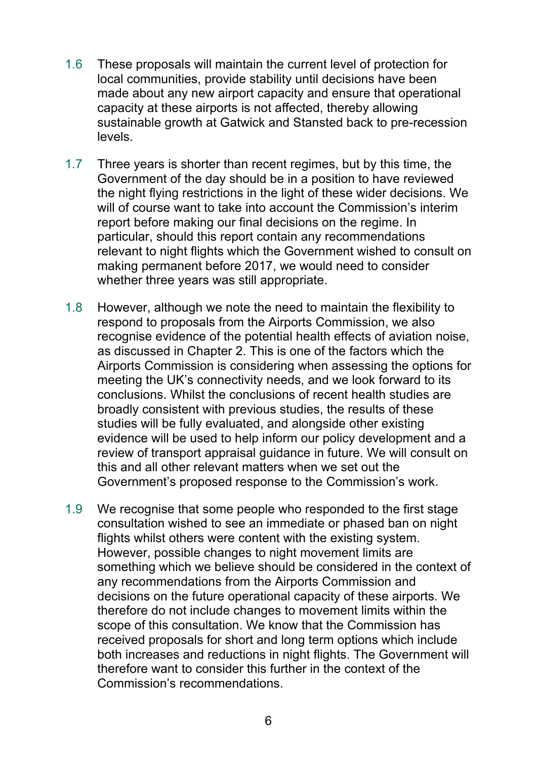1.6 These proposals will maintain the current level of protection for local communities, provide stability until decisions have been made about any new airport capacity and ensure that operational capacity at these airports is not affected, thereby allowing sustainable growth at Gatwick and Stansted back to pre-recession levels.

1.7 Three years is shorter than recent regimes, but by this time, the Government of the day should be in a position to have reviewed the night flying restrictions in the light of these wider decisions. We will of course want to take into account the Commission's interim report before making our final decisions on the regime. In particular, should this report contain any recommendations relevant to night flights which the Government wished to consult on making permanent before 2017, we would need to consider whether three years was still appropriate.

1.8 However, although we note the need to maintain the flexibility to respond to proposals from the Airports Commission, we also recognise evidence of the potential health effects of aviation noise, as discussed in Chapter 2. This is one of the factors which the Airports Commission is considering when assessing the options for meeting the UK's connectivity needs, and we look forward to its conclusions. Whilst the conclusions of recent health studies are broadly consistent with previous studies, the results of these studies will be fully evaluated, and alongside other existing evidence will be used to help inform our policy development and a review of transport appraisal guidance in future. We will consult on this and all other relevant matters when we set out the Government's proposed response to the Commission's work.

1.9 We recognise that some people who responded to the first stage consultation wished to see an immediate or phased ban on night flights whilst others were content with the existing system. However, possible changes to night movement limits are something which we believe should be considered in the context of any recommendations from the Airports Commission and decisions on the future operational capacity of these airports. We therefore do not include changes to movement limits within the scope of this consultation. We know that the Commission has received proposals for short and long term options which include both increases and reductions in night flights. The Government will therefore want to consider this further in the context of the Commission's recommendations.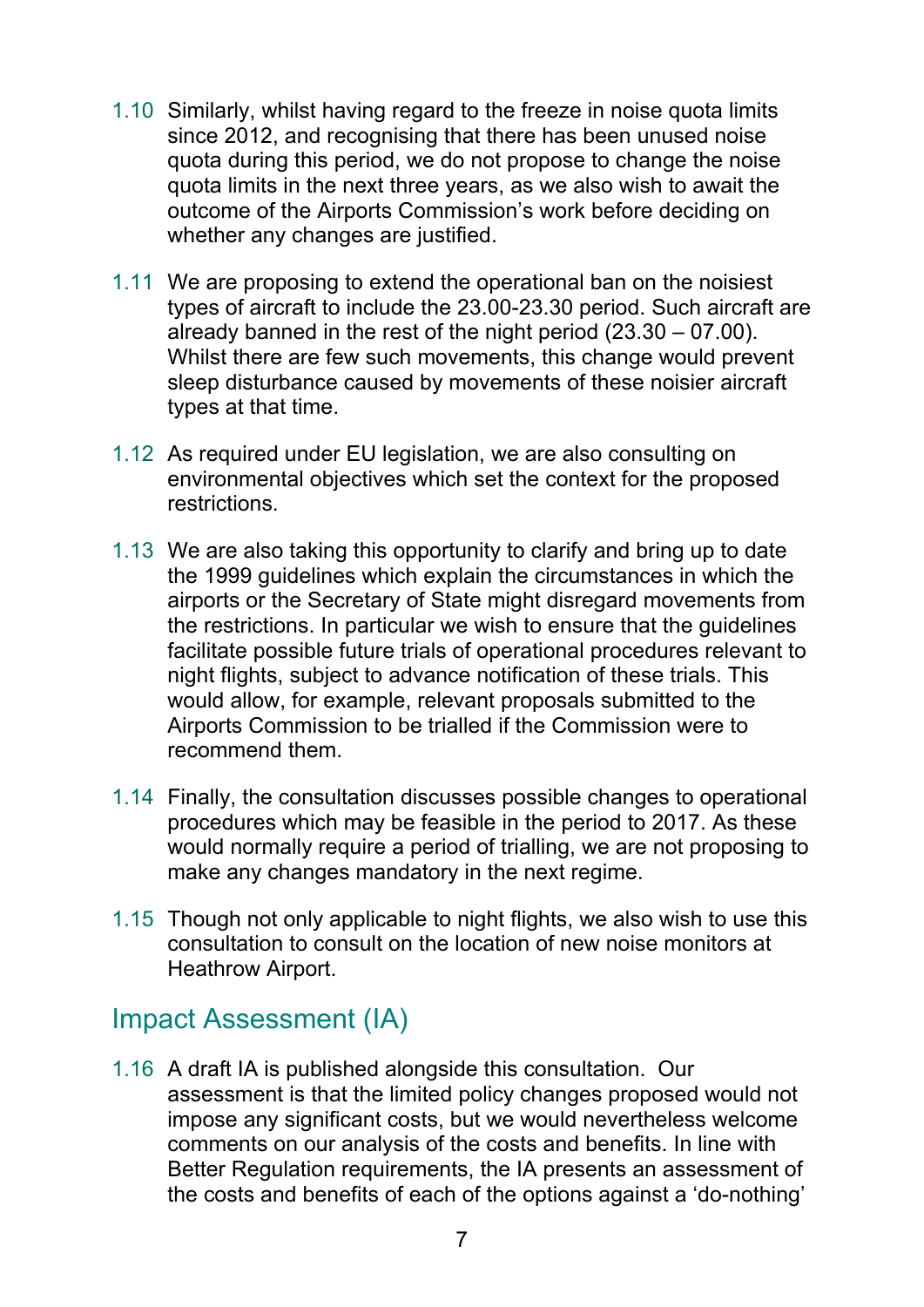1.10 Similarly, whilst having regard to the freeze in noise quota limits since 2012, and recognising that there has been unused noise quota during this period, we do not propose to change the noise quota limits in the next three years, as we also wish to await the outcome of the Airports Commission's work before deciding on whether any changes are justified.

1.11 We are proposing to extend the operational ban on the noisiest types of aircraft to include the 23.00-23.30 period. Such aircraft are already banned in the rest of the night period (23.30 – 07.00). Whilst there are few such movements, this change would prevent sleep disturbance caused by movements of these noisier aircraft types at that time.

1.12 As required under EU legislation, we are also consulting on environmental objectives which set the context for the proposed restrictions.

1.13 We are also taking this opportunity to clarify and bring up to date the 1999 guidelines which explain the circumstances in which the airports or the Secretary of State might disregard movements from the restrictions. In particular we wish to ensure that the guidelines facilitate possible future trials of operational procedures relevant to night flights, subject to advance notification of these trials. This would allow, for example, relevant proposals submitted to the Airports Commission to be trialled if the Commission were to recommend them.

1.14 Finally, the consultation discusses possible changes to operational procedures which may be feasible in the period to 2017. As these would normally require a period of trialling, we are not proposing to make any changes mandatory in the next regime.

1.15 Though not only applicable to night flights, we also wish to use this consultation to consult on the location of new noise monitors at Heathrow Airport.

## Impact Assessment (IA)

1.16 A draft IA is published alongside this consultation. Our assessment is that the limited policy changes proposed would not impose any significant costs, but we would nevertheless welcome comments on our analysis of the costs and benefits. In line with Better Regulation requirements, the IA presents an assessment of the costs and benefits of each of the options against a 'do-nothing'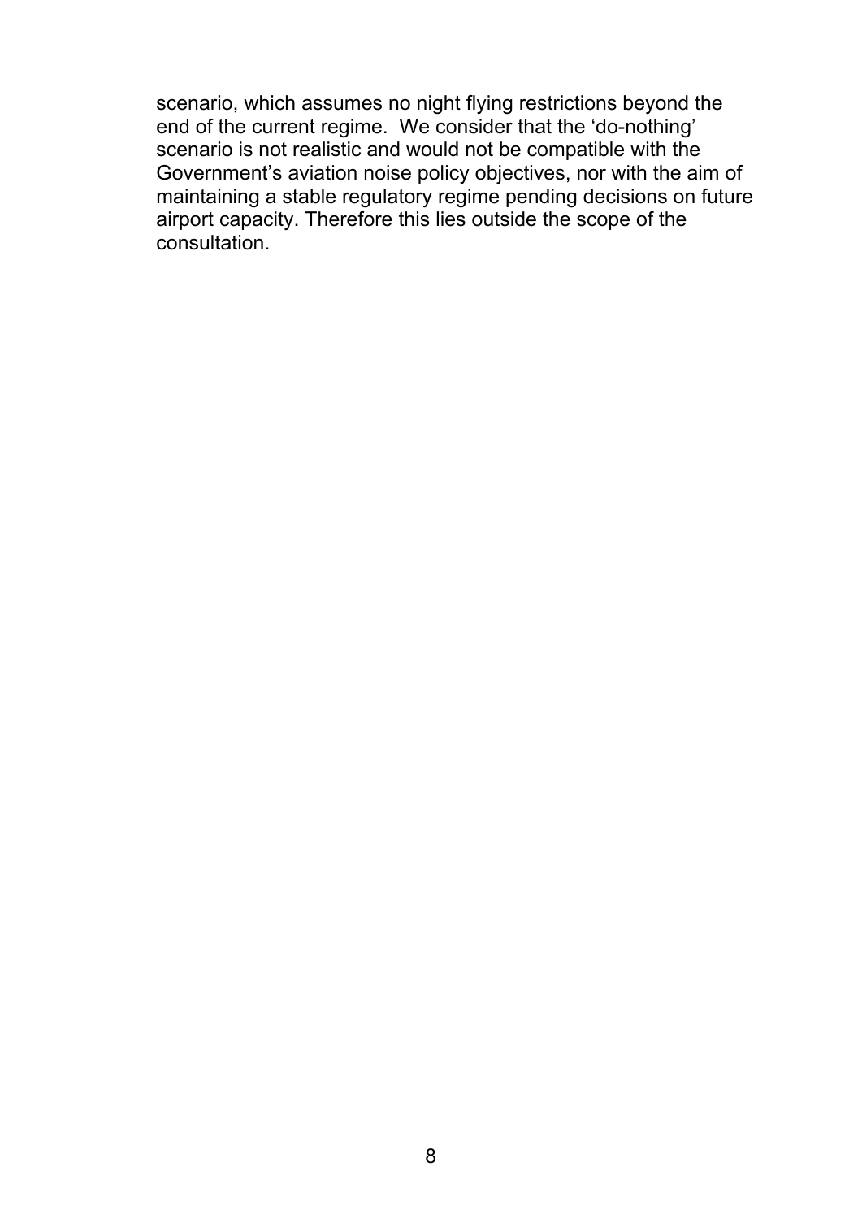scenario, which assumes no night flying restrictions beyond the end of the current regime. We consider that the 'do-nothing' scenario is not realistic and would not be compatible with the Government's aviation noise policy objectives, nor with the aim of maintaining a stable regulatory regime pending decisions on future airport capacity. Therefore this lies outside the scope of the consultation.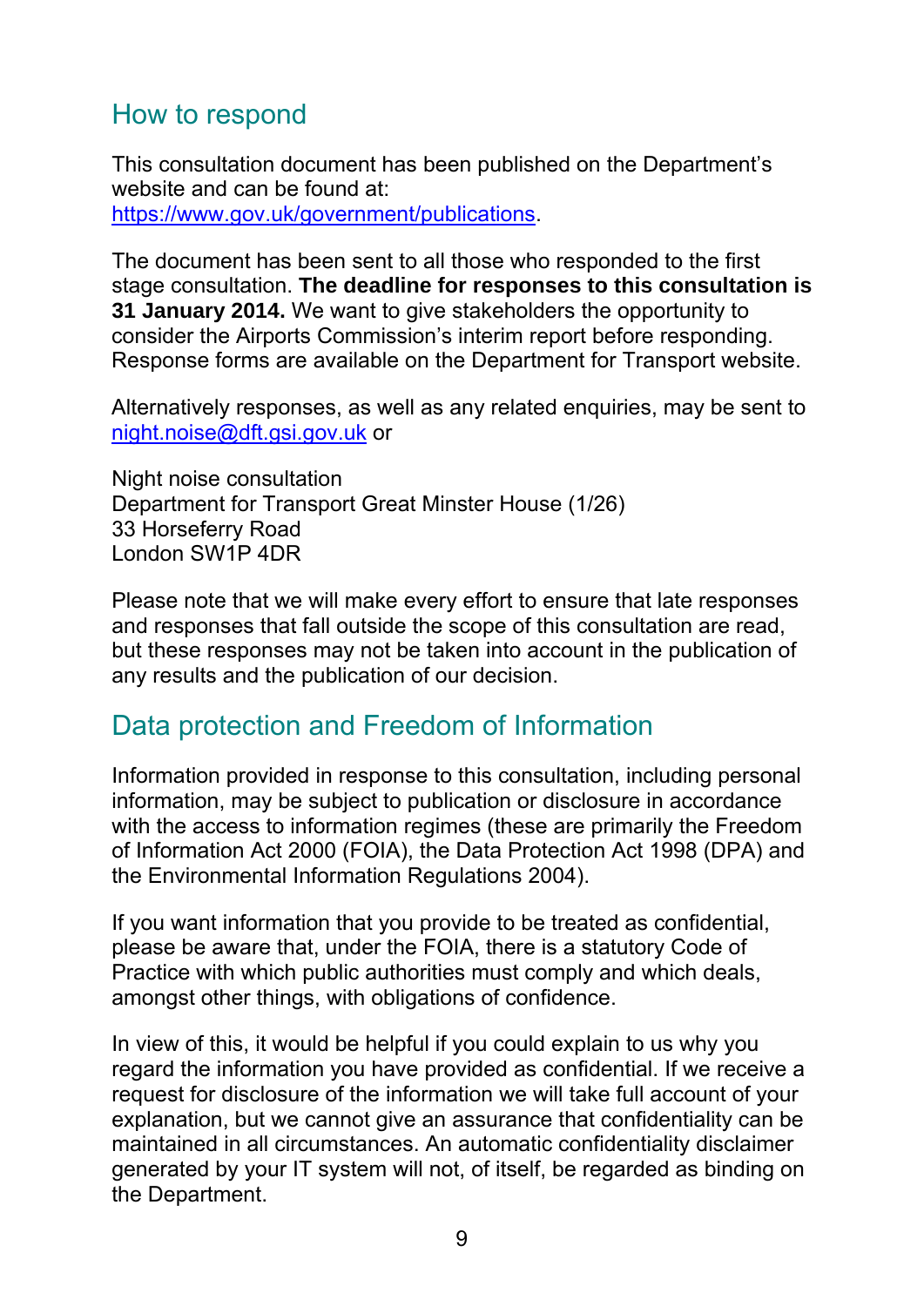## How to respond

This consultation document has been published on the Department's website and can be found at: [https://www.gov.uk/government/publications](https://www.gov.uk/government/publications).

The document has been sent to all those who responded to the first stage consultation. **The deadline for responses to this consultation is 31 January 2014.** We want to give stakeholders the opportunity to consider the Airports Commission's interim report before responding. Response forms are available on the Department for Transport website.

Alternatively responses, as well as any related enquiries, may be sent to [night.noise@dft.gsi.gov.uk](mailto:night.noise@dft.gsi.gov.uk) or

Night noise consultation
Department for Transport Great Minster House (1/26)
33 Horseferry Road
London SW1P 4DR

Please note that we will make every effort to ensure that late responses and responses that fall outside the scope of this consultation are read, but these responses may not be taken into account in the publication of any results and the publication of our decision.

## Data protection and Freedom of Information

Information provided in response to this consultation, including personal information, may be subject to publication or disclosure in accordance with the access to information regimes (these are primarily the Freedom of Information Act 2000 (FOIA), the Data Protection Act 1998 (DPA) and the Environmental Information Regulations 2004).

If you want information that you provide to be treated as confidential, please be aware that, under the FOIA, there is a statutory Code of Practice with which public authorities must comply and which deals, amongst other things, with obligations of confidence.

In view of this, it would be helpful if you could explain to us why you regard the information you have provided as confidential. If we receive a request for disclosure of the information we will take full account of your explanation, but we cannot give an assurance that confidentiality can be maintained in all circumstances. An automatic confidentiality disclaimer generated by your IT system will not, of itself, be regarded as binding on the Department.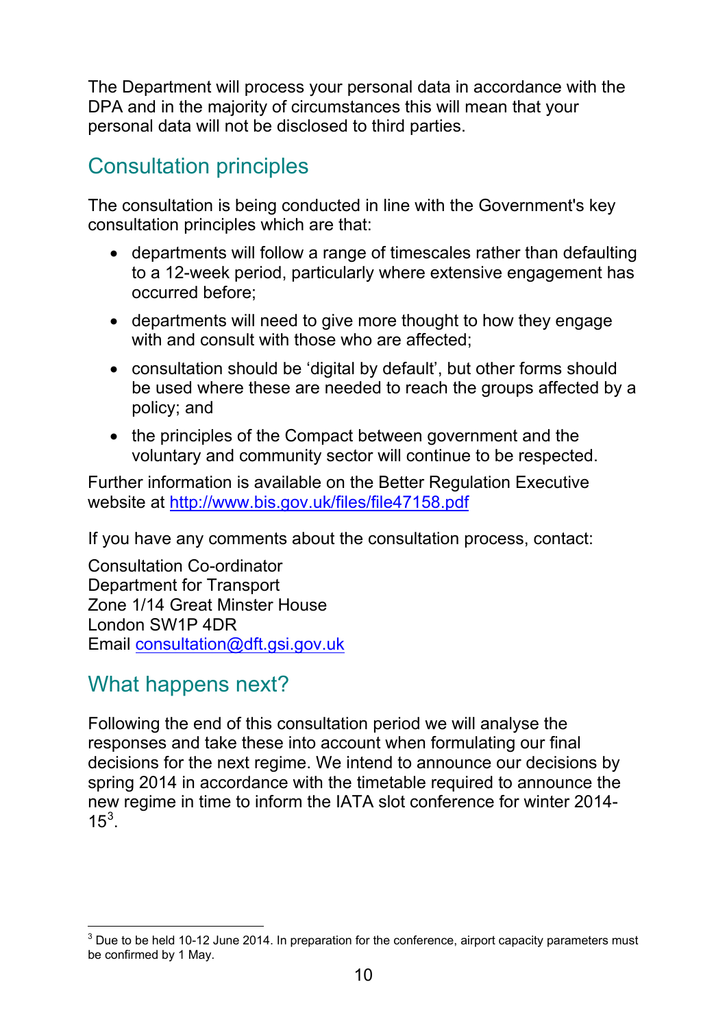The Department will process your personal data in accordance with the DPA and in the majority of circumstances this will mean that your personal data will not be disclosed to third parties.

## Consultation principles

The consultation is being conducted in line with the Government's key consultation principles which are that:

- departments will follow a range of timescales rather than defaulting to a 12-week period, particularly where extensive engagement has occurred before;
- departments will need to give more thought to how they engage with and consult with those who are affected;
- consultation should be 'digital by default', but other forms should be used where these are needed to reach the groups affected by a policy; and
- the principles of the Compact between government and the voluntary and community sector will continue to be respected.

Further information is available on the Better Regulation Executive website at http://www.bis.gov.uk/files/file47158.pdf

If you have any comments about the consultation process, contact:

Consultation Co-ordinator
Department for Transport
Zone 1/14 Great Minster House
London SW1P 4DR
Email consultation@dft.gsi.gov.uk

## What happens next?

Following the end of this consultation period we will analyse the responses and take these into account when formulating our final decisions for the next regime. We intend to announce our decisions by spring 2014 in accordance with the timetable required to announce the new regime in time to inform the IATA slot conference for winter 2014-15[3].

[3] Due to be held 10-12 June 2014. In preparation for the conference, airport capacity parameters must be confirmed by 1 May.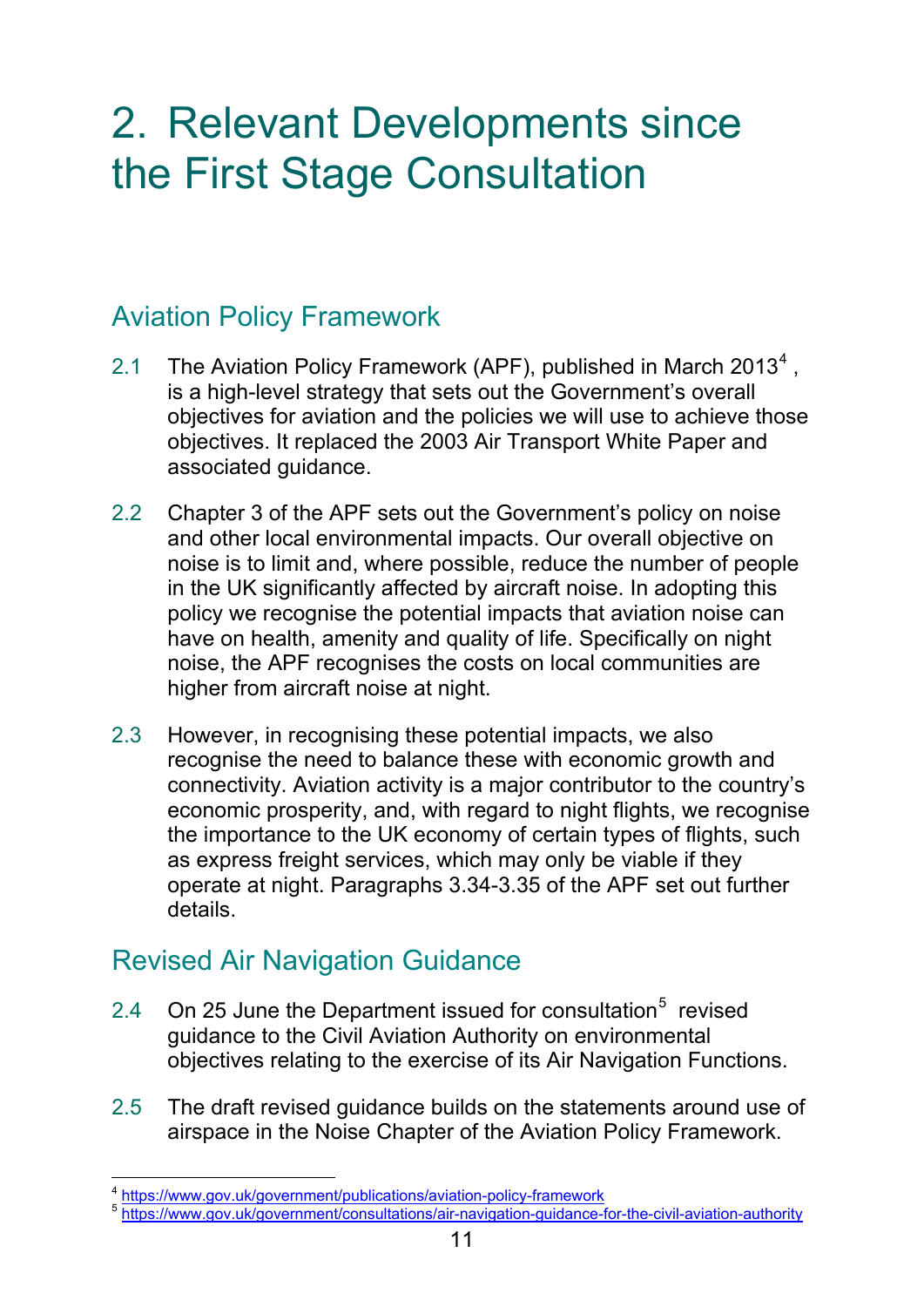# 2. Relevant Developments since the First Stage Consultation

## Aviation Policy Framework

2.1 The Aviation Policy Framework (APF), published in March 2013[4], is a high-level strategy that sets out the Government's overall objectives for aviation and the policies we will use to achieve those objectives. It replaced the 2003 Air Transport White Paper and associated guidance.

2.2 Chapter 3 of the APF sets out the Government's policy on noise and other local environmental impacts. Our overall objective on noise is to limit and, where possible, reduce the number of people in the UK significantly affected by aircraft noise. In adopting this policy we recognise the potential impacts that aviation noise can have on health, amenity and quality of life. Specifically on night noise, the APF recognises the costs on local communities are higher from aircraft noise at night.

2.3 However, in recognising these potential impacts, we also recognise the need to balance these with economic growth and connectivity. Aviation activity is a major contributor to the country's economic prosperity, and, with regard to night flights, we recognise the importance to the UK economy of certain types of flights, such as express freight services, which may only be viable if they operate at night. Paragraphs 3.34-3.35 of the APF set out further details.

## Revised Air Navigation Guidance

2.4 On 25 June the Department issued for consultation[5] revised guidance to the Civil Aviation Authority on environmental objectives relating to the exercise of its Air Navigation Functions.

2.5 The draft revised guidance builds on the statements around use of airspace in the Noise Chapter of the Aviation Policy Framework.

---

[4] https://www.gov.uk/government/publications/aviation-policy-framework

[5] https://www.gov.uk/government/consultations/air-navigation-guidance-for-the-civil-aviation-authority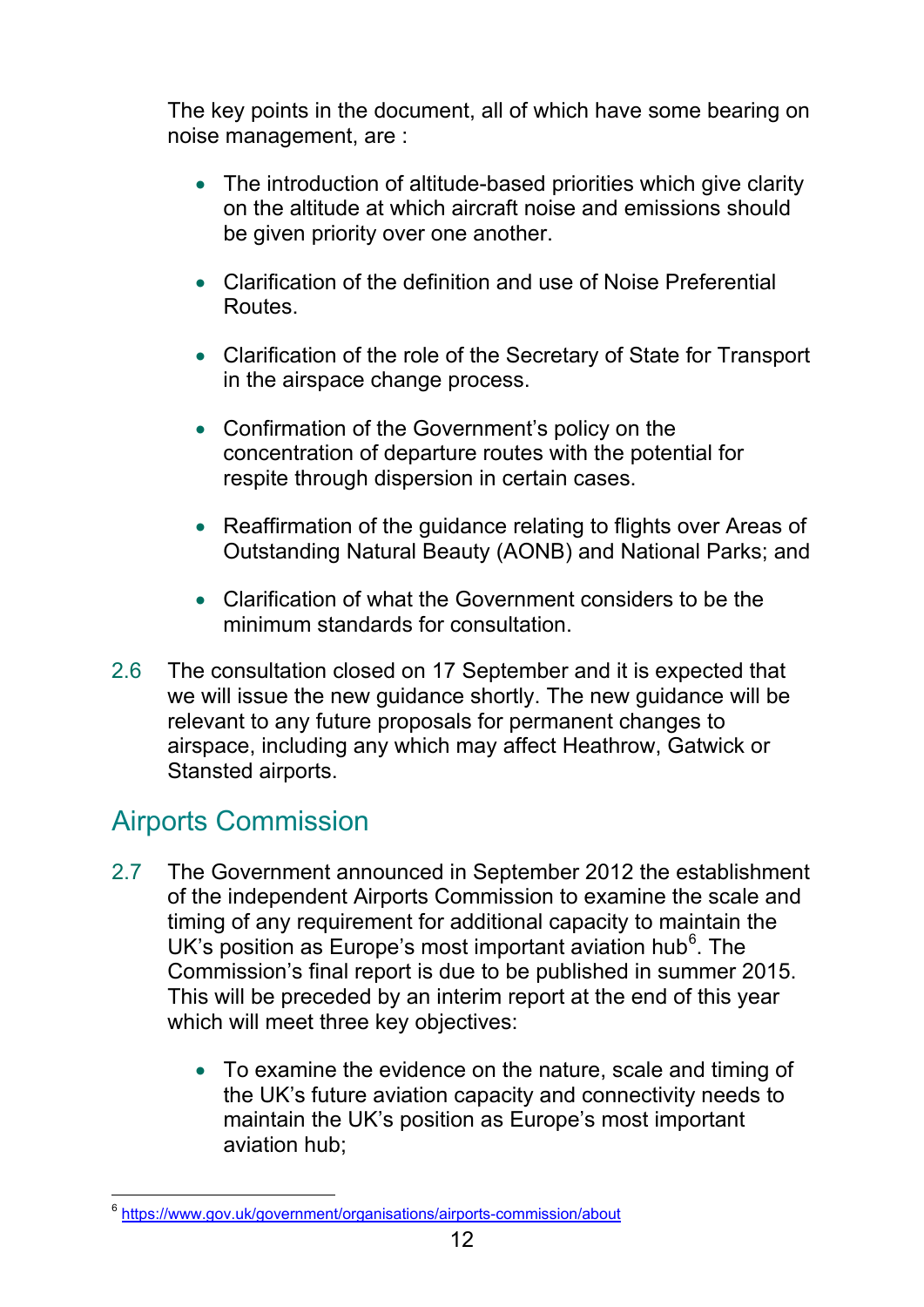The key points in the document, all of which have some bearing on noise management, are :

- The introduction of altitude-based priorities which give clarity on the altitude at which aircraft noise and emissions should be given priority over one another.
- Clarification of the definition and use of Noise Preferential Routes.
- Clarification of the role of the Secretary of State for Transport in the airspace change process.
- Confirmation of the Government's policy on the concentration of departure routes with the potential for respite through dispersion in certain cases.
- Reaffirmation of the guidance relating to flights over Areas of Outstanding Natural Beauty (AONB) and National Parks; and
- Clarification of what the Government considers to be the minimum standards for consultation.

2.6 The consultation closed on 17 September and it is expected that we will issue the new guidance shortly. The new guidance will be relevant to any future proposals for permanent changes to airspace, including any which may affect Heathrow, Gatwick or Stansted airports.

## Airports Commission

2.7 The Government announced in September 2012 the establishment of the independent Airports Commission to examine the scale and timing of any requirement for additional capacity to maintain the UK's position as Europe's most important aviation hub[6]. The Commission's final report is due to be published in summer 2015. This will be preceded by an interim report at the end of this year which will meet three key objectives:

- To examine the evidence on the nature, scale and timing of the UK's future aviation capacity and connectivity needs to maintain the UK's position as Europe's most important aviation hub;

[6] https://www.gov.uk/government/organisations/airports-commission/about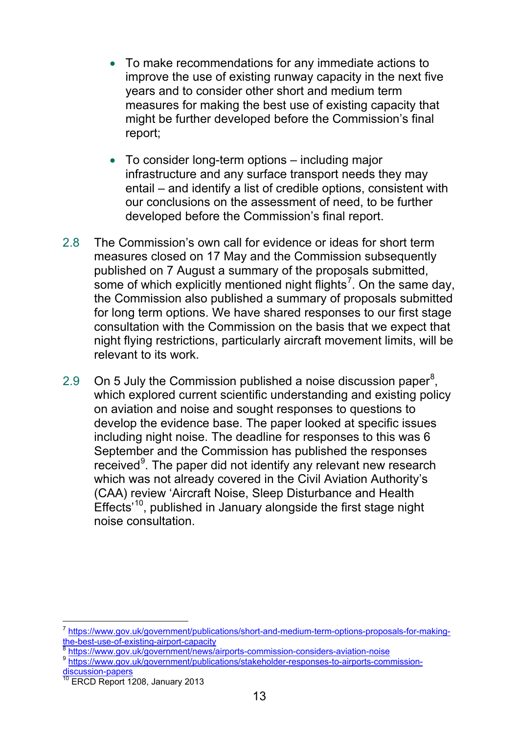- To make recommendations for any immediate actions to improve the use of existing runway capacity in the next five years and to consider other short and medium term measures for making the best use of existing capacity that might be further developed before the Commission's final report;

- To consider long-term options – including major infrastructure and any surface transport needs they may entail – and identify a list of credible options, consistent with our conclusions on the assessment of need, to be further developed before the Commission's final report.

2.8 The Commission's own call for evidence or ideas for short term measures closed on 17 May and the Commission subsequently published on 7 August a summary of the proposals submitted, some of which explicitly mentioned night flights[7]. On the same day, the Commission also published a summary of proposals submitted for long term options. We have shared responses to our first stage consultation with the Commission on the basis that we expect that night flying restrictions, particularly aircraft movement limits, will be relevant to its work.

2.9 On 5 July the Commission published a noise discussion paper[8], which explored current scientific understanding and existing policy on aviation and noise and sought responses to questions to develop the evidence base. The paper looked at specific issues including night noise. The deadline for responses to this was 6 September and the Commission has published the responses received[9]. The paper did not identify any relevant new research which was not already covered in the Civil Aviation Authority's (CAA) review 'Aircraft Noise, Sleep Disturbance and Health Effects'[10], published in January alongside the first stage night noise consultation.

---

[7] https://www.gov.uk/government/publications/short-and-medium-term-options-proposals-for-making-the-best-use-of-existing-airport-capacity

[8] https://www.gov.uk/government/news/airports-commission-considers-aviation-noise

[9] https://www.gov.uk/government/publications/stakeholder-responses-to-airports-commission-discussion-papers

[10] ERCD Report 1208, January 2013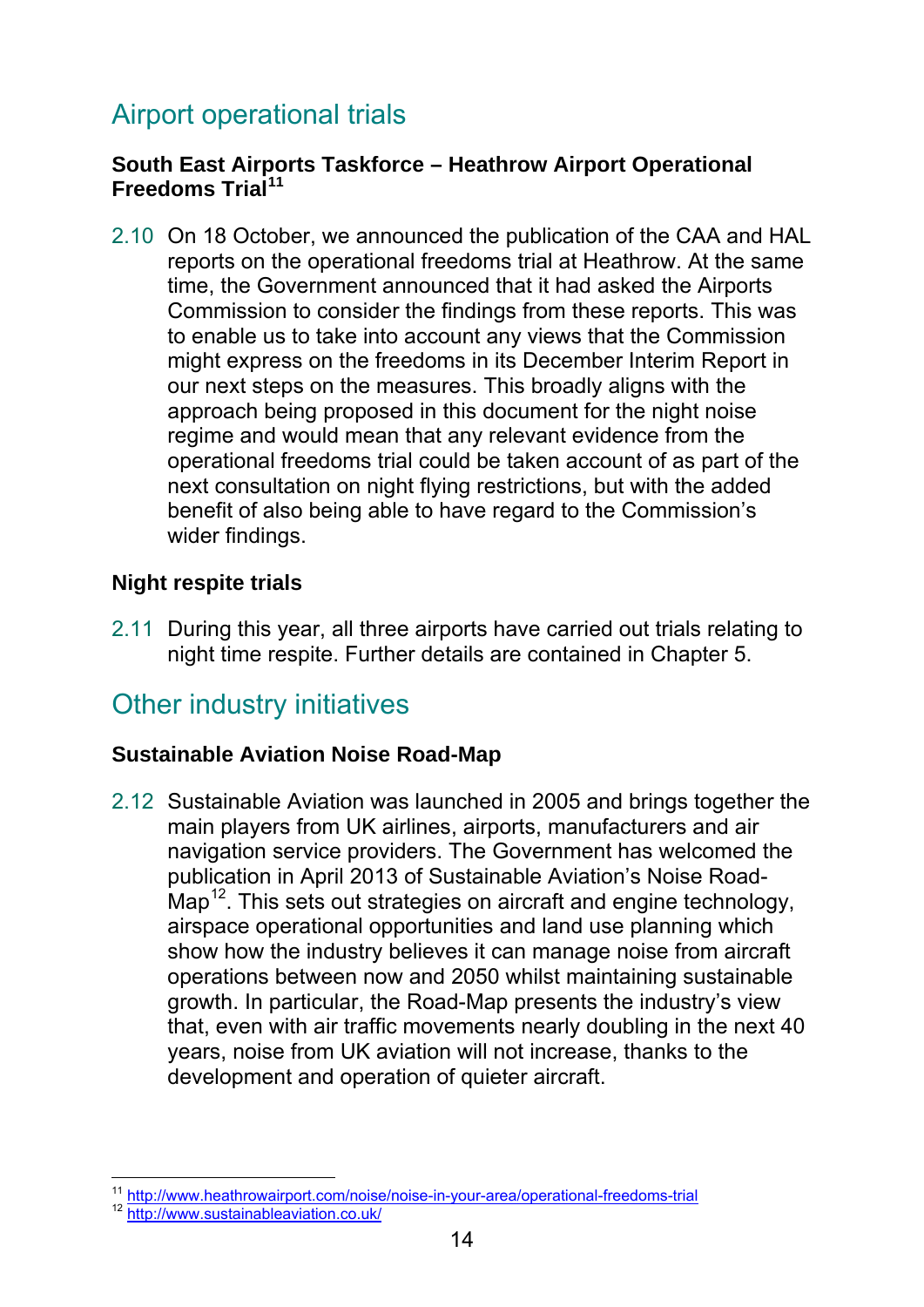## Airport operational trials

### South East Airports Taskforce – Heathrow Airport Operational Freedoms Trial[11]

2.10 On 18 October, we announced the publication of the CAA and HAL reports on the operational freedoms trial at Heathrow. At the same time, the Government announced that it had asked the Airports Commission to consider the findings from these reports. This was to enable us to take into account any views that the Commission might express on the freedoms in its December Interim Report in our next steps on the measures. This broadly aligns with the approach being proposed in this document for the night noise regime and would mean that any relevant evidence from the operational freedoms trial could be taken account of as part of the next consultation on night flying restrictions, but with the added benefit of also being able to have regard to the Commission's wider findings.

### Night respite trials

2.11 During this year, all three airports have carried out trials relating to night time respite. Further details are contained in Chapter 5.

## Other industry initiatives

### Sustainable Aviation Noise Road-Map

2.12 Sustainable Aviation was launched in 2005 and brings together the main players from UK airlines, airports, manufacturers and air navigation service providers. The Government has welcomed the publication in April 2013 of Sustainable Aviation's Noise Road-Map[12]. This sets out strategies on aircraft and engine technology, airspace operational opportunities and land use planning which show how the industry believes it can manage noise from aircraft operations between now and 2050 whilst maintaining sustainable growth. In particular, the Road-Map presents the industry's view that, even with air traffic movements nearly doubling in the next 40 years, noise from UK aviation will not increase, thanks to the development and operation of quieter aircraft.

---

[11] http://www.heathrowairport.com/noise/noise-in-your-area/operational-freedoms-trial

[12] http://www.sustainableaviation.co.uk/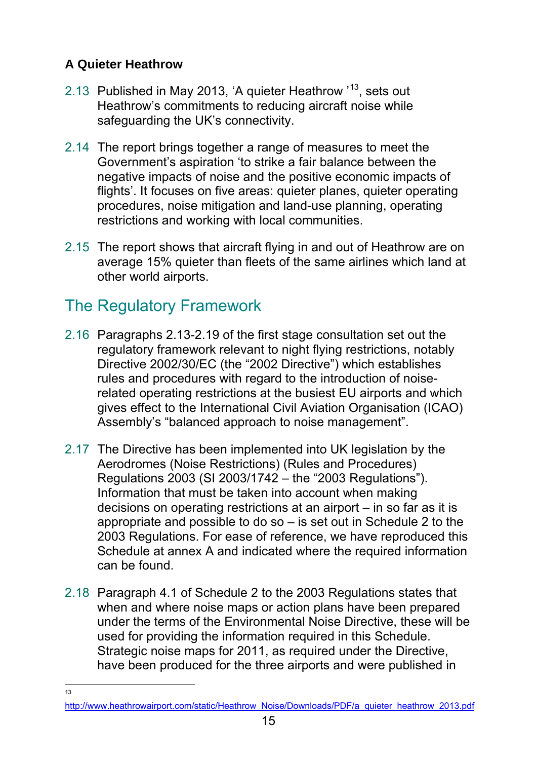### A Quieter Heathrow

2.13 Published in May 2013, 'A quieter Heathrow '[13], sets out Heathrow's commitments to reducing aircraft noise while safeguarding the UK's connectivity.

2.14 The report brings together a range of measures to meet the Government's aspiration 'to strike a fair balance between the negative impacts of noise and the positive economic impacts of flights'. It focuses on five areas: quieter planes, quieter operating procedures, noise mitigation and land-use planning, operating restrictions and working with local communities.

2.15 The report shows that aircraft flying in and out of Heathrow are on average 15% quieter than fleets of the same airlines which land at other world airports.

## The Regulatory Framework

2.16 Paragraphs 2.13-2.19 of the first stage consultation set out the regulatory framework relevant to night flying restrictions, notably Directive 2002/30/EC (the "2002 Directive") which establishes rules and procedures with regard to the introduction of noise-related operating restrictions at the busiest EU airports and which gives effect to the International Civil Aviation Organisation (ICAO) Assembly's "balanced approach to noise management".

2.17 The Directive has been implemented into UK legislation by the Aerodromes (Noise Restrictions) (Rules and Procedures) Regulations 2003 (SI 2003/1742 – the "2003 Regulations"). Information that must be taken into account when making decisions on operating restrictions at an airport – in so far as it is appropriate and possible to do so – is set out in Schedule 2 to the 2003 Regulations. For ease of reference, we have reproduced this Schedule at annex A and indicated where the required information can be found.

2.18 Paragraph 4.1 of Schedule 2 to the 2003 Regulations states that when and where noise maps or action plans have been prepared under the terms of the Environmental Noise Directive, these will be used for providing the information required in this Schedule. Strategic noise maps for 2011, as required under the Directive, have been produced for the three airports and were published in

---

[13] http://www.heathrowairport.com/static/Heathrow_Noise/Downloads/PDF/a_quieter_heathrow_2013.pdf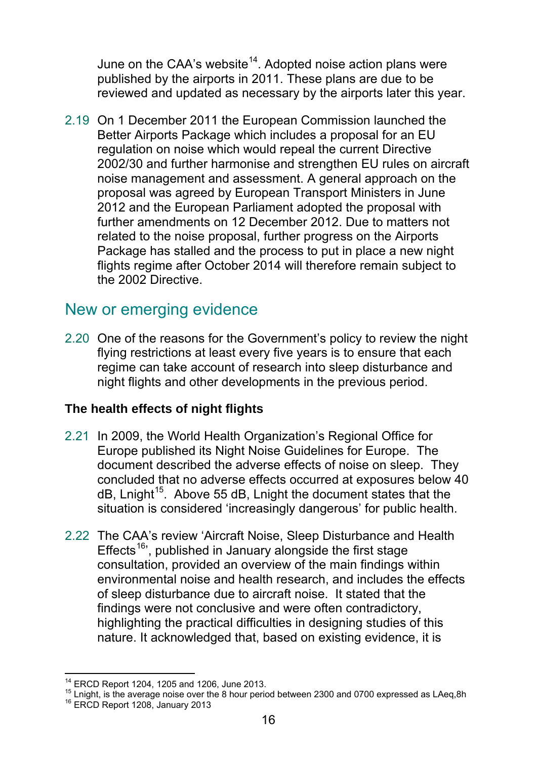June on the CAA's website[14]. Adopted noise action plans were published by the airports in 2011. These plans are due to be reviewed and updated as necessary by the airports later this year.

2.19 On 1 December 2011 the European Commission launched the Better Airports Package which includes a proposal for an EU regulation on noise which would repeal the current Directive 2002/30 and further harmonise and strengthen EU rules on aircraft noise management and assessment. A general approach on the proposal was agreed by European Transport Ministers in June 2012 and the European Parliament adopted the proposal with further amendments on 12 December 2012. Due to matters not related to the noise proposal, further progress on the Airports Package has stalled and the process to put in place a new night flights regime after October 2014 will therefore remain subject to the 2002 Directive.

## New or emerging evidence

2.20 One of the reasons for the Government's policy to review the night flying restrictions at least every five years is to ensure that each regime can take account of research into sleep disturbance and night flights and other developments in the previous period.

**The health effects of night flights**

2.21 In 2009, the World Health Organization's Regional Office for Europe published its Night Noise Guidelines for Europe. The document described the adverse effects of noise on sleep. They concluded that no adverse effects occurred at exposures below 40 dB, Lnight[15]. Above 55 dB, Lnight the document states that the situation is considered 'increasingly dangerous' for public health.

2.22 The CAA's review 'Aircraft Noise, Sleep Disturbance and Health Effects[16]', published in January alongside the first stage consultation, provided an overview of the main findings within environmental noise and health research, and includes the effects of sleep disturbance due to aircraft noise. It stated that the findings were not conclusive and were often contradictory, highlighting the practical difficulties in designing studies of this nature. It acknowledged that, based on existing evidence, it is

---

[14] ERCD Report 1204, 1205 and 1206, June 2013.

[15] Lnight, is the average noise over the 8 hour period between 2300 and 0700 expressed as $L_{Aeq,8h}$

[16] ERCD Report 1208, January 2013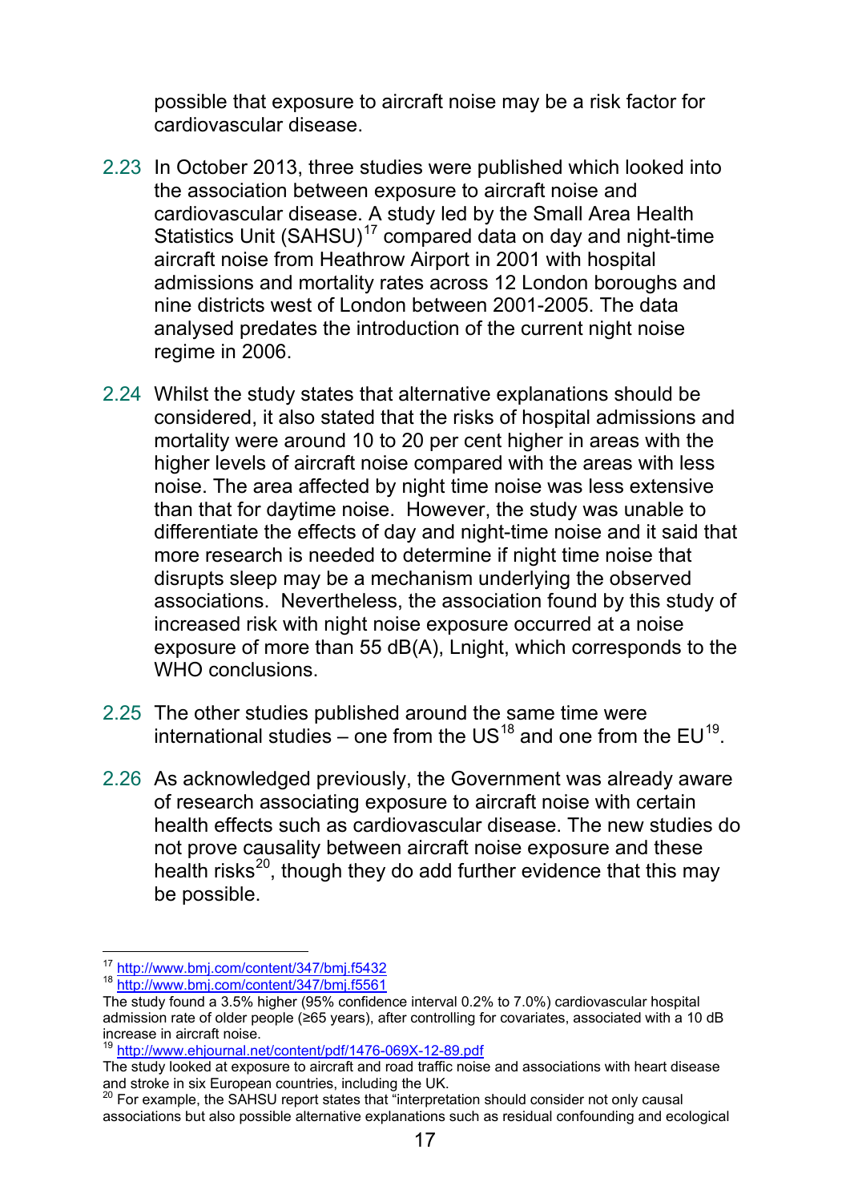possible that exposure to aircraft noise may be a risk factor for cardiovascular disease.

2.23 In October 2013, three studies were published which looked into the association between exposure to aircraft noise and cardiovascular disease. A study led by the Small Area Health Statistics Unit (SAHSU)[17] compared data on day and night-time aircraft noise from Heathrow Airport in 2001 with hospital admissions and mortality rates across 12 London boroughs and nine districts west of London between 2001-2005. The data analysed predates the introduction of the current night noise regime in 2006.

2.24 Whilst the study states that alternative explanations should be considered, it also stated that the risks of hospital admissions and mortality were around 10 to 20 per cent higher in areas with the higher levels of aircraft noise compared with the areas with less noise. The area affected by night time noise was less extensive than that for daytime noise. However, the study was unable to differentiate the effects of day and night-time noise and it said that more research is needed to determine if night time noise that disrupts sleep may be a mechanism underlying the observed associations. Nevertheless, the association found by this study of increased risk with night noise exposure occurred at a noise exposure of more than 55 dB(A), Lnight, which corresponds to the WHO conclusions.

2.25 The other studies published around the same time were international studies – one from the US[18] and one from the EU[19].

2.26 As acknowledged previously, the Government was already aware of research associating exposure to aircraft noise with certain health effects such as cardiovascular disease. The new studies do not prove causality between aircraft noise exposure and these health risks[20], though they do add further evidence that this may be possible.

---

[17] http://www.bmj.com/content/347/bmj.f5432

[18] http://www.bmj.com/content/347/bmj.f5561

The study found a 3.5% higher (95% confidence interval 0.2% to 7.0%) cardiovascular hospital admission rate of older people (≥65 years), after controlling for covariates, associated with a 10 dB increase in aircraft noise.

[19] http://www.ehjournal.net/content/pdf/1476-069X-12-89.pdf

The study looked at exposure to aircraft and road traffic noise and associations with heart disease and stroke in six European countries, including the UK.

[20] For example, the SAHSU report states that "interpretation should consider not only causal associations but also possible alternative explanations such as residual confounding and ecological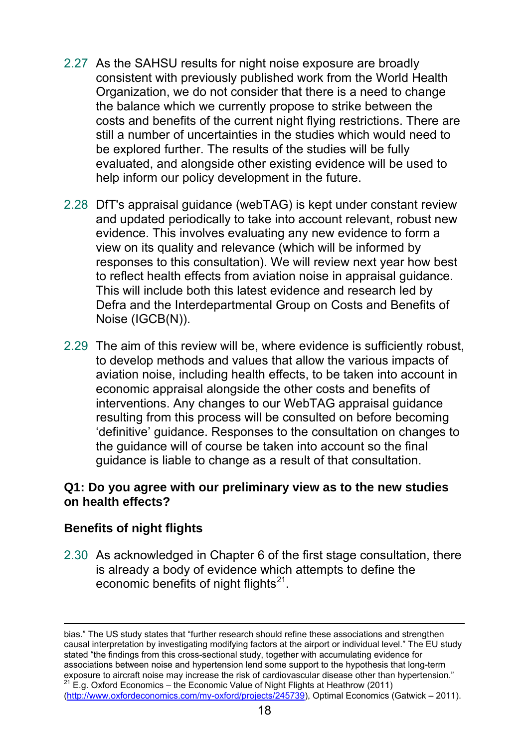2.27 As the SAHSU results for night noise exposure are broadly consistent with previously published work from the World Health Organization, we do not consider that there is a need to change the balance which we currently propose to strike between the costs and benefits of the current night flying restrictions. There are still a number of uncertainties in the studies which would need to be explored further. The results of the studies will be fully evaluated, and alongside other existing evidence will be used to help inform our policy development in the future.

2.28 DfT's appraisal guidance (webTAG) is kept under constant review and updated periodically to take into account relevant, robust new evidence. This involves evaluating any new evidence to form a view on its quality and relevance (which will be informed by responses to this consultation). We will review next year how best to reflect health effects from aviation noise in appraisal guidance. This will include both this latest evidence and research led by Defra and the Interdepartmental Group on Costs and Benefits of Noise (IGCB(N)).

2.29 The aim of this review will be, where evidence is sufficiently robust, to develop methods and values that allow the various impacts of aviation noise, including health effects, to be taken into account in economic appraisal alongside the other costs and benefits of interventions. Any changes to our WebTAG appraisal guidance resulting from this process will be consulted on before becoming 'definitive' guidance. Responses to the consultation on changes to the guidance will of course be taken into account so the final guidance is liable to change as a result of that consultation.

**Q1: Do you agree with our preliminary view as to the new studies on health effects?**

## Benefits of night flights

2.30 As acknowledged in Chapter 6 of the first stage consultation, there is already a body of evidence which attempts to define the economic benefits of night flights[21].

---

bias." The US study states that "further research should refine these associations and strengthen causal interpretation by investigating modifying factors at the airport or individual level." The EU study stated "the findings from this cross-sectional study, together with accumulating evidence for associations between noise and hypertension lend some support to the hypothesis that long-term exposure to aircraft noise may increase the risk of cardiovascular disease other than hypertension."

[21] E.g. Oxford Economics – the Economic Value of Night Flights at Heathrow (2011) (http://www.oxfordeconomics.com/my-oxford/projects/245739), Optimal Economics (Gatwick – 2011).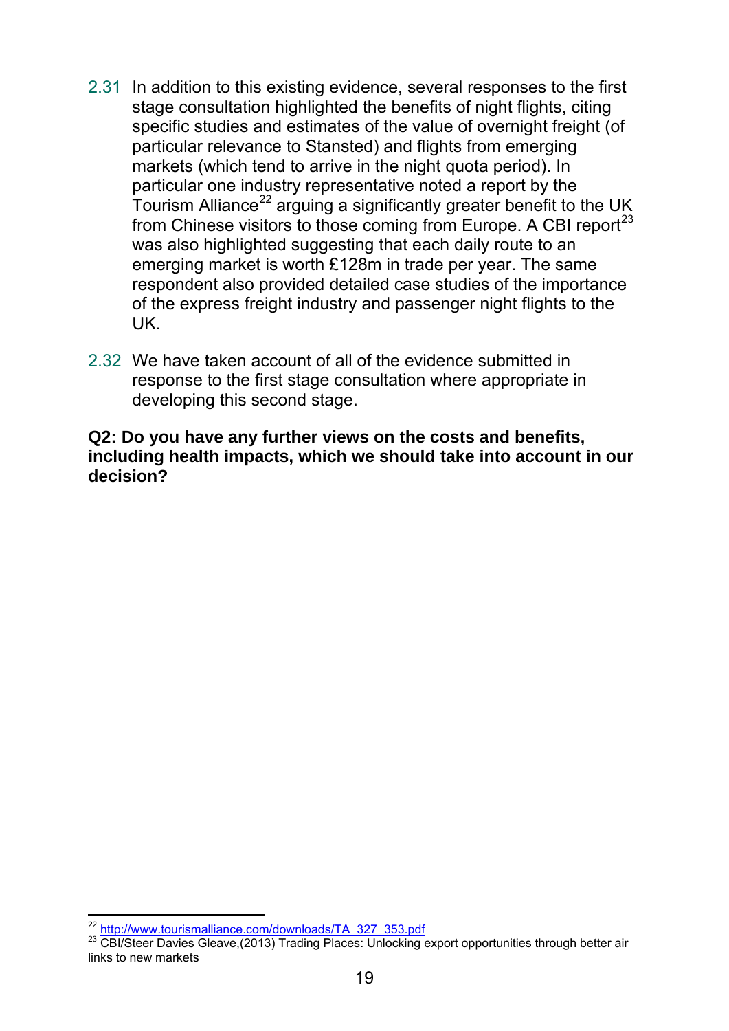2.31 In addition to this existing evidence, several responses to the first stage consultation highlighted the benefits of night flights, citing specific studies and estimates of the value of overnight freight (of particular relevance to Stansted) and flights from emerging markets (which tend to arrive in the night quota period). In particular one industry representative noted a report by the Tourism Alliance[22] arguing a significantly greater benefit to the UK from Chinese visitors to those coming from Europe. A CBI report[23] was also highlighted suggesting that each daily route to an emerging market is worth £128m in trade per year. The same respondent also provided detailed case studies of the importance of the express freight industry and passenger night flights to the UK.

2.32 We have taken account of all of the evidence submitted in response to the first stage consultation where appropriate in developing this second stage.

**Q2: Do you have any further views on the costs and benefits, including health impacts, which we should take into account in our decision?**

---

[22] http://www.tourismalliance.com/downloads/TA_327_353.pdf

[23] CBI/Steer Davies Gleave,(2013) Trading Places: Unlocking export opportunities through better air links to new markets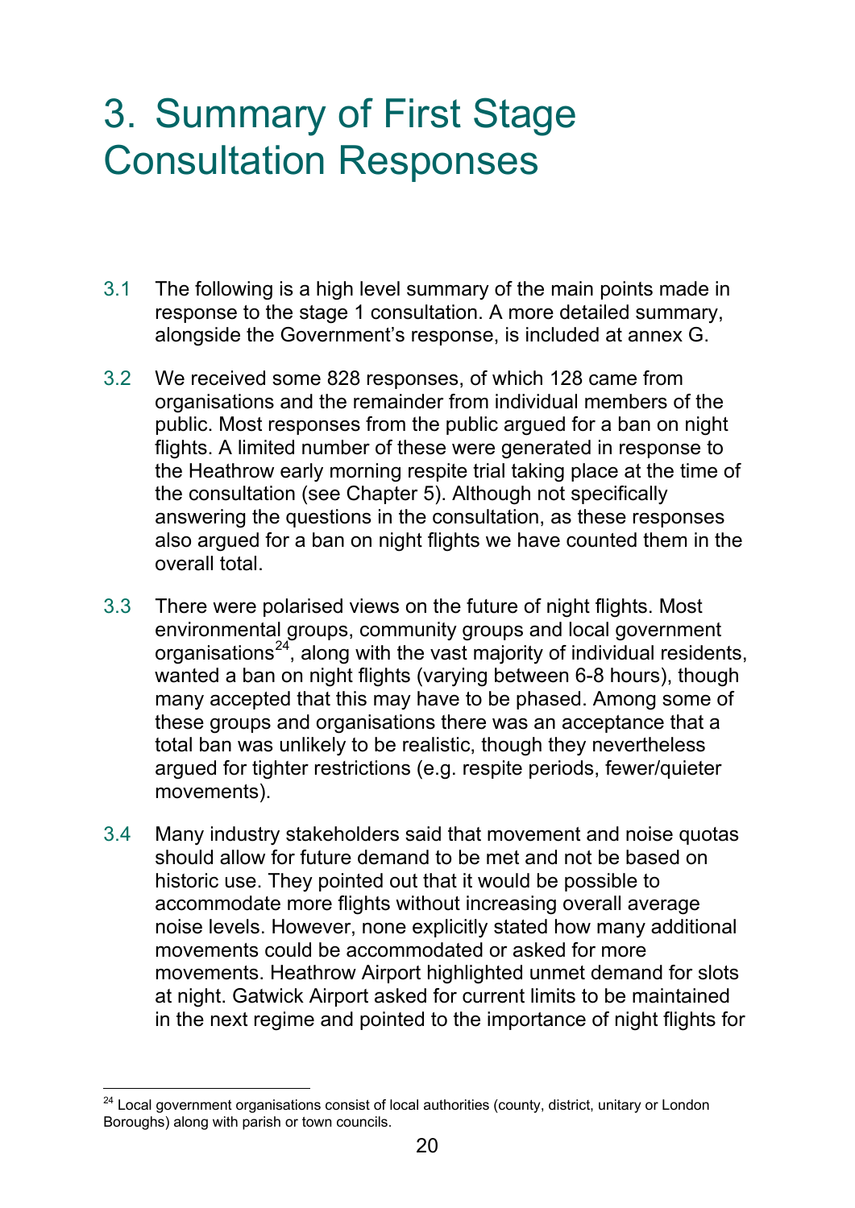# 3. Summary of First Stage Consultation Responses

3.1 The following is a high level summary of the main points made in response to the stage 1 consultation. A more detailed summary, alongside the Government's response, is included at annex G.

3.2 We received some 828 responses, of which 128 came from organisations and the remainder from individual members of the public. Most responses from the public argued for a ban on night flights. A limited number of these were generated in response to the Heathrow early morning respite trial taking place at the time of the consultation (see Chapter 5). Although not specifically answering the questions in the consultation, as these responses also argued for a ban on night flights we have counted them in the overall total.

3.3 There were polarised views on the future of night flights. Most environmental groups, community groups and local government organisations[24], along with the vast majority of individual residents, wanted a ban on night flights (varying between 6-8 hours), though many accepted that this may have to be phased. Among some of these groups and organisations there was an acceptance that a total ban was unlikely to be realistic, though they nevertheless argued for tighter restrictions (e.g. respite periods, fewer/quieter movements).

3.4 Many industry stakeholders said that movement and noise quotas should allow for future demand to be met and not be based on historic use. They pointed out that it would be possible to accommodate more flights without increasing overall average noise levels. However, none explicitly stated how many additional movements could be accommodated or asked for more movements. Heathrow Airport highlighted unmet demand for slots at night. Gatwick Airport asked for current limits to be maintained in the next regime and pointed to the importance of night flights for

[24] Local government organisations consist of local authorities (county, district, unitary or London Boroughs) along with parish or town councils.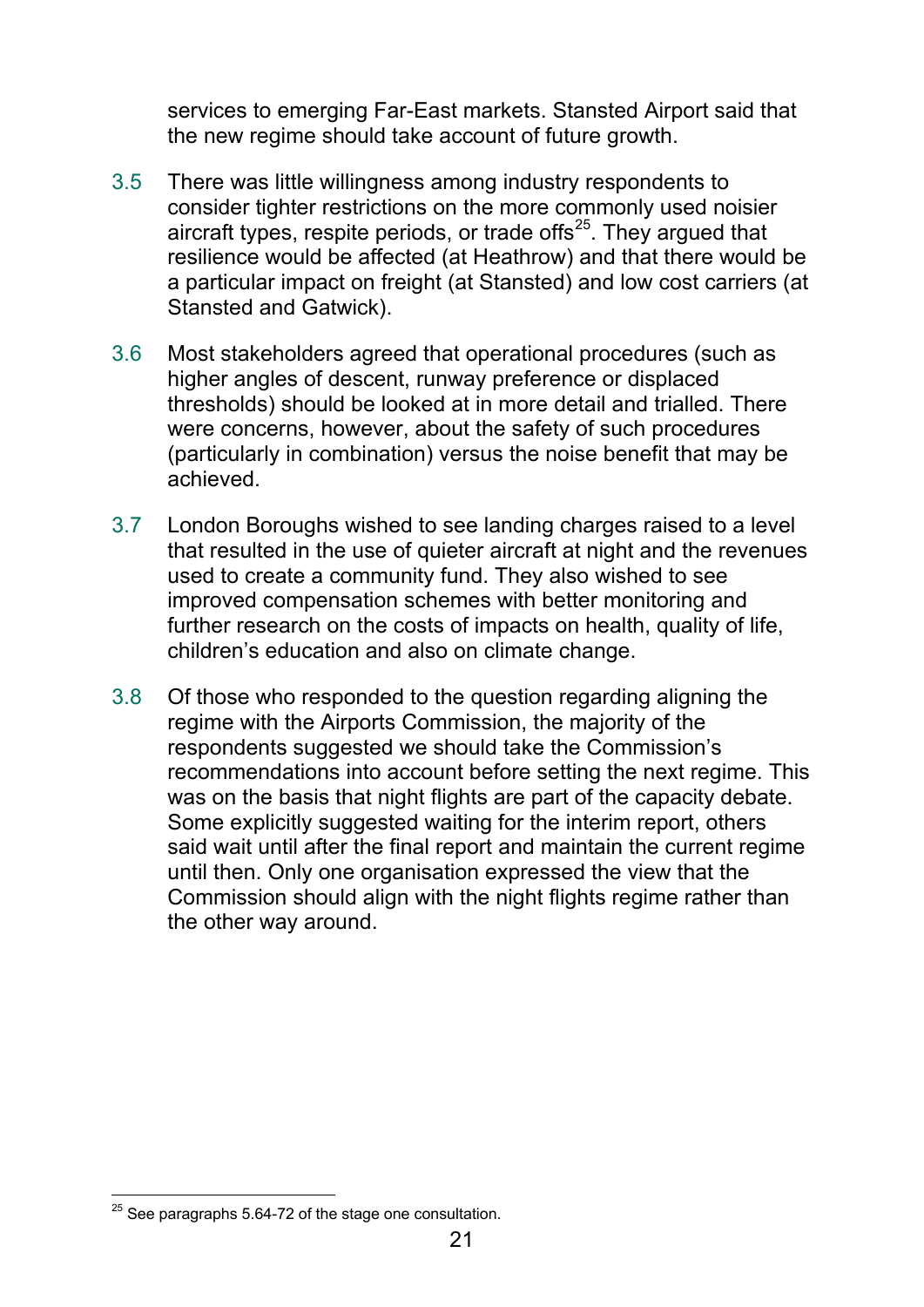services to emerging Far-East markets. Stansted Airport said that the new regime should take account of future growth.

3.5 There was little willingness among industry respondents to consider tighter restrictions on the more commonly used noisier aircraft types, respite periods, or trade offs[25]. They argued that resilience would be affected (at Heathrow) and that there would be a particular impact on freight (at Stansted) and low cost carriers (at Stansted and Gatwick).

3.6 Most stakeholders agreed that operational procedures (such as higher angles of descent, runway preference or displaced thresholds) should be looked at in more detail and trialled. There were concerns, however, about the safety of such procedures (particularly in combination) versus the noise benefit that may be achieved.

3.7 London Boroughs wished to see landing charges raised to a level that resulted in the use of quieter aircraft at night and the revenues used to create a community fund. They also wished to see improved compensation schemes with better monitoring and further research on the costs of impacts on health, quality of life, children's education and also on climate change.

3.8 Of those who responded to the question regarding aligning the regime with the Airports Commission, the majority of the respondents suggested we should take the Commission's recommendations into account before setting the next regime. This was on the basis that night flights are part of the capacity debate. Some explicitly suggested waiting for the interim report, others said wait until after the final report and maintain the current regime until then. Only one organisation expressed the view that the Commission should align with the night flights regime rather than the other way around.

[25] See paragraphs 5.64-72 of the stage one consultation.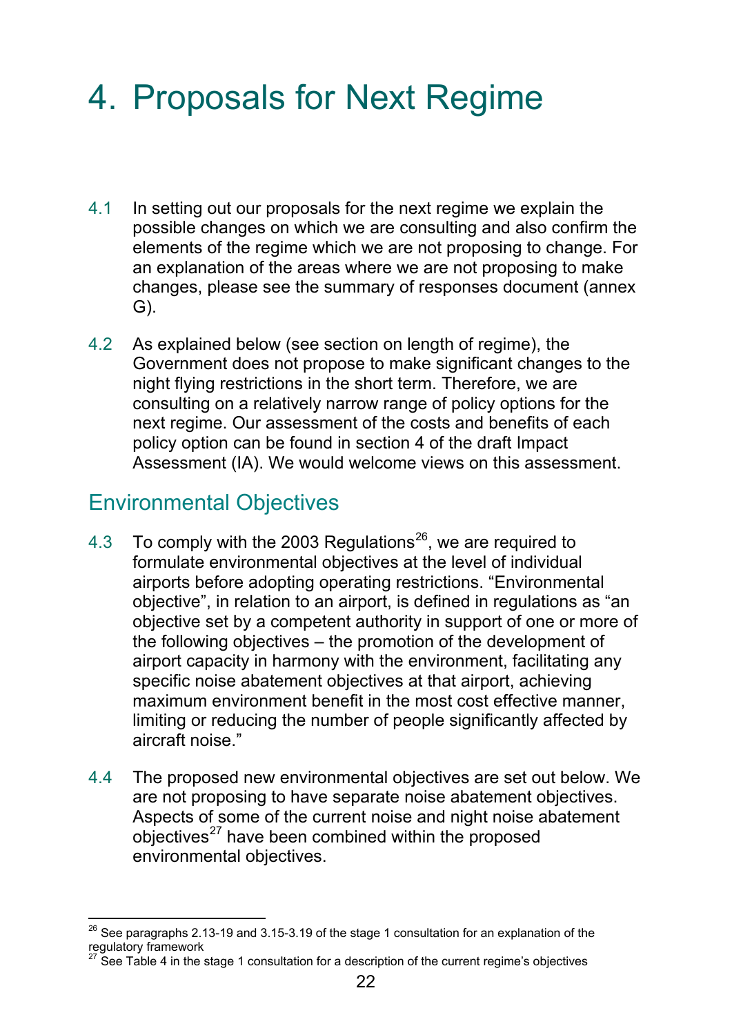# 4. Proposals for Next Regime

4.1 In setting out our proposals for the next regime we explain the possible changes on which we are consulting and also confirm the elements of the regime which we are not proposing to change. For an explanation of the areas where we are not proposing to make changes, please see the summary of responses document (annex G).

4.2 As explained below (see section on length of regime), the Government does not propose to make significant changes to the night flying restrictions in the short term. Therefore, we are consulting on a relatively narrow range of policy options for the next regime. Our assessment of the costs and benefits of each policy option can be found in section 4 of the draft Impact Assessment (IA). We would welcome views on this assessment.

## Environmental Objectives

4.3 To comply with the 2003 Regulations[26], we are required to formulate environmental objectives at the level of individual airports before adopting operating restrictions. "Environmental objective", in relation to an airport, is defined in regulations as "an objective set by a competent authority in support of one or more of the following objectives – the promotion of the development of airport capacity in harmony with the environment, facilitating any specific noise abatement objectives at that airport, achieving maximum environment benefit in the most cost effective manner, limiting or reducing the number of people significantly affected by aircraft noise."

4.4 The proposed new environmental objectives are set out below. We are not proposing to have separate noise abatement objectives. Aspects of some of the current noise and night noise abatement objectives[27] have been combined within the proposed environmental objectives.

---

[26] See paragraphs 2.13-19 and 3.15-3.19 of the stage 1 consultation for an explanation of the regulatory framework

[27] See Table 4 in the stage 1 consultation for a description of the current regime's objectives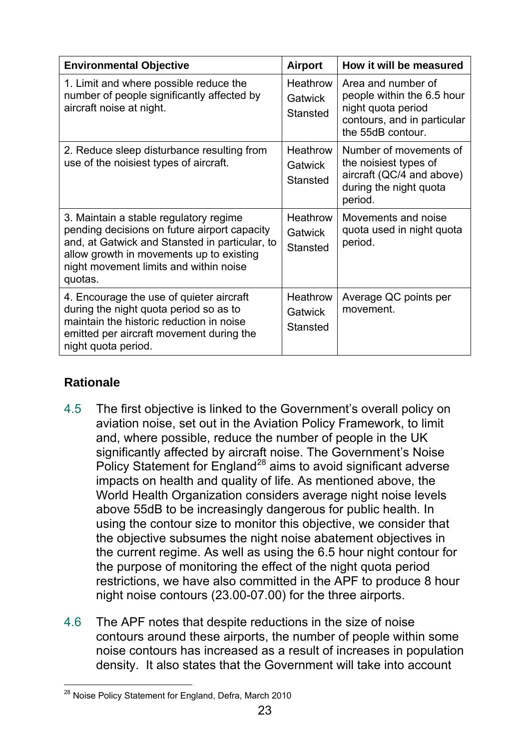| Environmental Objective | Airport | How it will be measured |
|---|---|---|
| 1. Limit and where possible reduce the number of people significantly affected by aircraft noise at night. | Heathrow Gatwick Stansted | Area and number of people within the 6.5 hour night quota period contours, and in particular the 55dB contour. |
| 2. Reduce sleep disturbance resulting from use of the noisiest types of aircraft. | Heathrow Gatwick Stansted | Number of movements of the noisiest types of aircraft (QC/4 and above) during the night quota period. |
| 3. Maintain a stable regulatory regime pending decisions on future airport capacity and, at Gatwick and Stansted in particular, to allow growth in movements up to existing night movement limits and within noise quotas. | Heathrow Gatwick Stansted | Movements and noise quota used in night quota period. |
| 4. Encourage the use of quieter aircraft during the night quota period so as to maintain the historic reduction in noise emitted per aircraft movement during the night quota period. | Heathrow Gatwick Stansted | Average QC points per movement. |

## Rationale

4.5 The first objective is linked to the Government's overall policy on aviation noise, set out in the Aviation Policy Framework, to limit and, where possible, reduce the number of people in the UK significantly affected by aircraft noise. The Government's Noise Policy Statement for England[28] aims to avoid significant adverse impacts on health and quality of life. As mentioned above, the World Health Organization considers average night noise levels above 55dB to be increasingly dangerous for public health. In using the contour size to monitor this objective, we consider that the objective subsumes the night noise abatement objectives in the current regime. As well as using the 6.5 hour night contour for the purpose of monitoring the effect of the night quota period restrictions, we have also committed in the APF to produce 8 hour night noise contours (23.00-07.00) for the three airports.

4.6 The APF notes that despite reductions in the size of noise contours around these airports, the number of people within some noise contours has increased as a result of increases in population density. It also states that the Government will take into account

[28] Noise Policy Statement for England, Defra, March 2010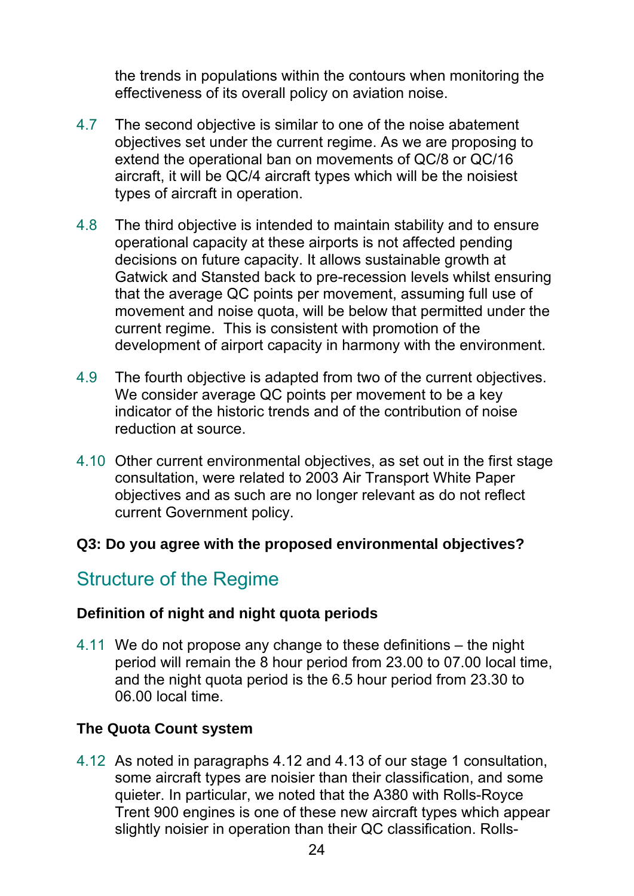the trends in populations within the contours when monitoring the effectiveness of its overall policy on aviation noise.

4.7 The second objective is similar to one of the noise abatement objectives set under the current regime. As we are proposing to extend the operational ban on movements of QC/8 or QC/16 aircraft, it will be QC/4 aircraft types which will be the noisiest types of aircraft in operation.

4.8 The third objective is intended to maintain stability and to ensure operational capacity at these airports is not affected pending decisions on future capacity. It allows sustainable growth at Gatwick and Stansted back to pre-recession levels whilst ensuring that the average QC points per movement, assuming full use of movement and noise quota, will be below that permitted under the current regime. This is consistent with promotion of the development of airport capacity in harmony with the environment.

4.9 The fourth objective is adapted from two of the current objectives. We consider average QC points per movement to be a key indicator of the historic trends and of the contribution of noise reduction at source.

4.10 Other current environmental objectives, as set out in the first stage consultation, were related to 2003 Air Transport White Paper objectives and as such are no longer relevant as do not reflect current Government policy.

**Q3: Do you agree with the proposed environmental objectives?**

## Structure of the Regime

**Definition of night and night quota periods**

4.11 We do not propose any change to these definitions – the night period will remain the 8 hour period from 23.00 to 07.00 local time, and the night quota period is the 6.5 hour period from 23.30 to 06.00 local time.

**The Quota Count system**

4.12 As noted in paragraphs 4.12 and 4.13 of our stage 1 consultation, some aircraft types are noisier than their classification, and some quieter. In particular, we noted that the A380 with Rolls-Royce Trent 900 engines is one of these new aircraft types which appear slightly noisier in operation than their QC classification. Rolls-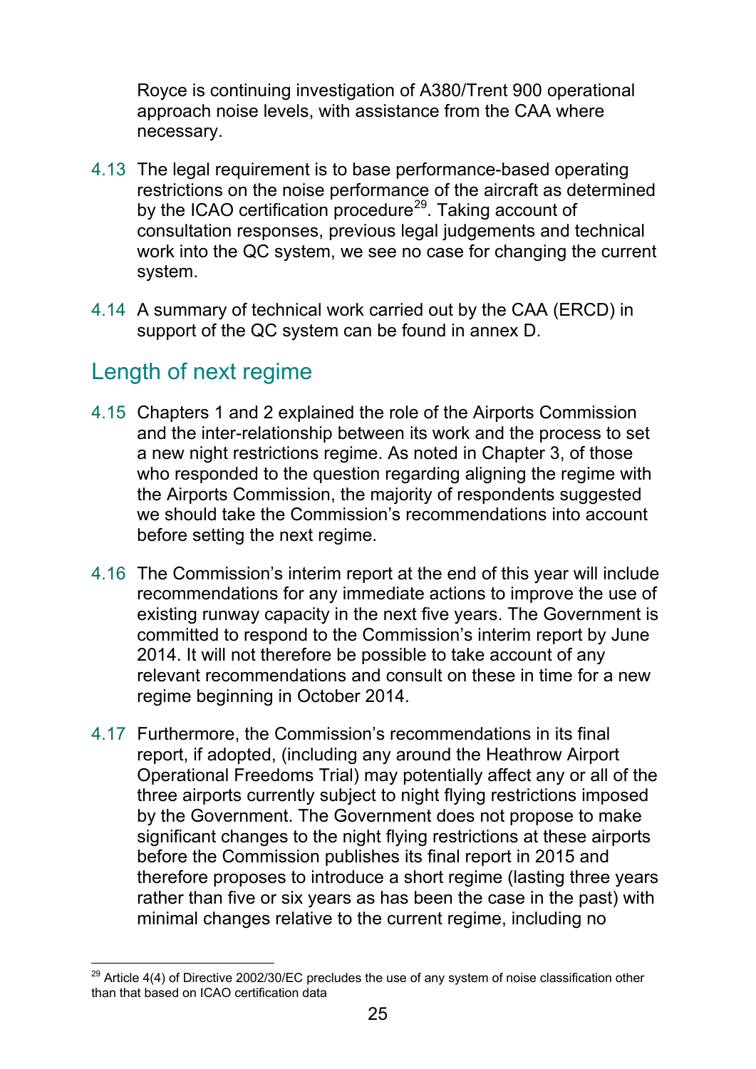Royce is continuing investigation of A380/Trent 900 operational approach noise levels, with assistance from the CAA where necessary.

4.13 The legal requirement is to base performance-based operating restrictions on the noise performance of the aircraft as determined by the ICAO certification procedure[29]. Taking account of consultation responses, previous legal judgements and technical work into the QC system, we see no case for changing the current system.

4.14 A summary of technical work carried out by the CAA (ERCD) in support of the QC system can be found in annex D.

## Length of next regime

4.15 Chapters 1 and 2 explained the role of the Airports Commission and the inter-relationship between its work and the process to set a new night restrictions regime. As noted in Chapter 3, of those who responded to the question regarding aligning the regime with the Airports Commission, the majority of respondents suggested we should take the Commission's recommendations into account before setting the next regime.

4.16 The Commission's interim report at the end of this year will include recommendations for any immediate actions to improve the use of existing runway capacity in the next five years. The Government is committed to respond to the Commission's interim report by June 2014. It will not therefore be possible to take account of any relevant recommendations and consult on these in time for a new regime beginning in October 2014.

4.17 Furthermore, the Commission's recommendations in its final report, if adopted, (including any around the Heathrow Airport Operational Freedoms Trial) may potentially affect any or all of the three airports currently subject to night flying restrictions imposed by the Government. The Government does not propose to make significant changes to the night flying restrictions at these airports before the Commission publishes its final report in 2015 and therefore proposes to introduce a short regime (lasting three years rather than five or six years as has been the case in the past) with minimal changes relative to the current regime, including no

[29] Article 4(4) of Directive 2002/30/EC precludes the use of any system of noise classification other than that based on ICAO certification data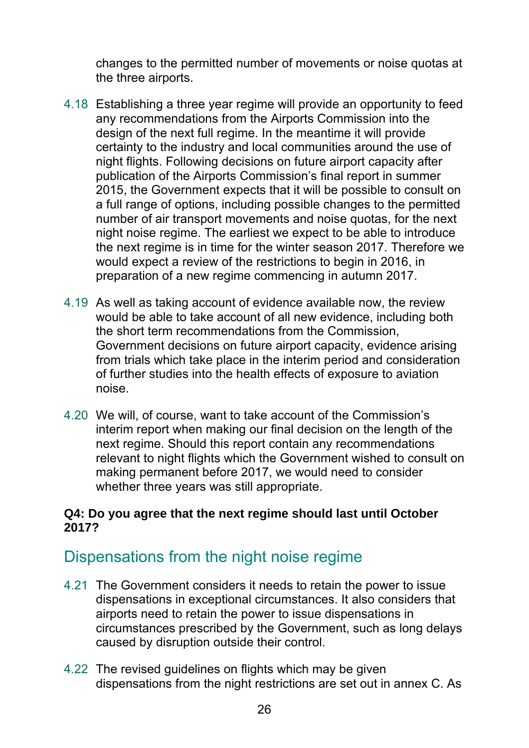changes to the permitted number of movements or noise quotas at the three airports.

4.18 Establishing a three year regime will provide an opportunity to feed any recommendations from the Airports Commission into the design of the next full regime. In the meantime it will provide certainty to the industry and local communities around the use of night flights. Following decisions on future airport capacity after publication of the Airports Commission's final report in summer 2015, the Government expects that it will be possible to consult on a full range of options, including possible changes to the permitted number of air transport movements and noise quotas, for the next night noise regime. The earliest we expect to be able to introduce the next regime is in time for the winter season 2017. Therefore we would expect a review of the restrictions to begin in 2016, in preparation of a new regime commencing in autumn 2017.

4.19 As well as taking account of evidence available now, the review would be able to take account of all new evidence, including both the short term recommendations from the Commission, Government decisions on future airport capacity, evidence arising from trials which take place in the interim period and consideration of further studies into the health effects of exposure to aviation noise.

4.20 We will, of course, want to take account of the Commission's interim report when making our final decision on the length of the next regime. Should this report contain any recommendations relevant to night flights which the Government wished to consult on making permanent before 2017, we would need to consider whether three years was still appropriate.

**Q4: Do you agree that the next regime should last until October 2017?**

## Dispensations from the night noise regime

4.21 The Government considers it needs to retain the power to issue dispensations in exceptional circumstances. It also considers that airports need to retain the power to issue dispensations in circumstances prescribed by the Government, such as long delays caused by disruption outside their control.

4.22 The revised guidelines on flights which may be given dispensations from the night restrictions are set out in annex C. As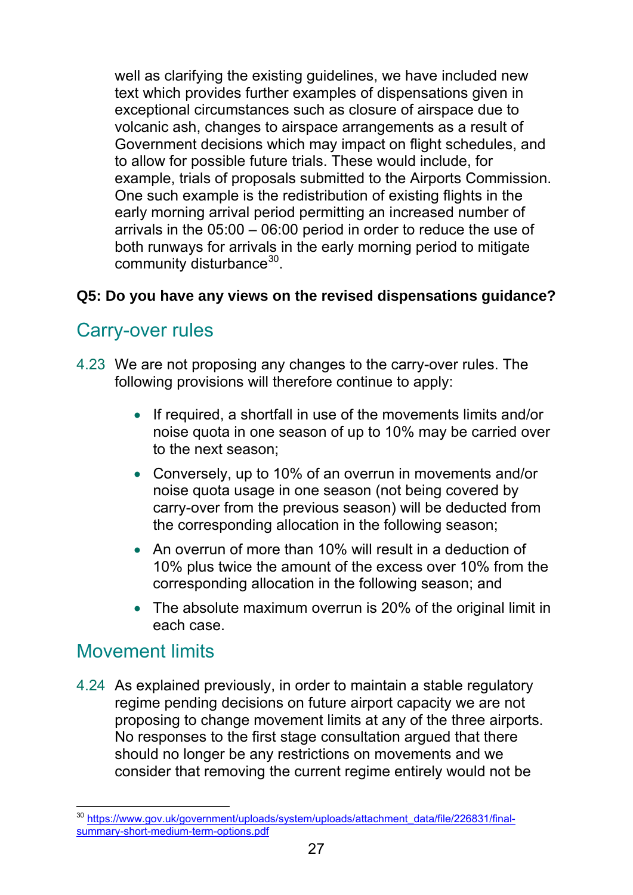well as clarifying the existing guidelines, we have included new text which provides further examples of dispensations given in exceptional circumstances such as closure of airspace due to volcanic ash, changes to airspace arrangements as a result of Government decisions which may impact on flight schedules, and to allow for possible future trials. These would include, for example, trials of proposals submitted to the Airports Commission. One such example is the redistribution of existing flights in the early morning arrival period permitting an increased number of arrivals in the 05:00 – 06:00 period in order to reduce the use of both runways for arrivals in the early morning period to mitigate community disturbance[30].

**Q5: Do you have any views on the revised dispensations guidance?**

## Carry-over rules

4.23 We are not proposing any changes to the carry-over rules. The following provisions will therefore continue to apply:

- If required, a shortfall in use of the movements limits and/or noise quota in one season of up to 10% may be carried over to the next season;
- Conversely, up to 10% of an overrun in movements and/or noise quota usage in one season (not being covered by carry-over from the previous season) will be deducted from the corresponding allocation in the following season;
- An overrun of more than 10% will result in a deduction of 10% plus twice the amount of the excess over 10% from the corresponding allocation in the following season; and
- The absolute maximum overrun is 20% of the original limit in each case.

## Movement limits

4.24 As explained previously, in order to maintain a stable regulatory regime pending decisions on future airport capacity we are not proposing to change movement limits at any of the three airports. No responses to the first stage consultation argued that there should no longer be any restrictions on movements and we consider that removing the current regime entirely would not be

[30] https://www.gov.uk/government/uploads/system/uploads/attachment_data/file/226831/final-summary-short-medium-term-options.pdf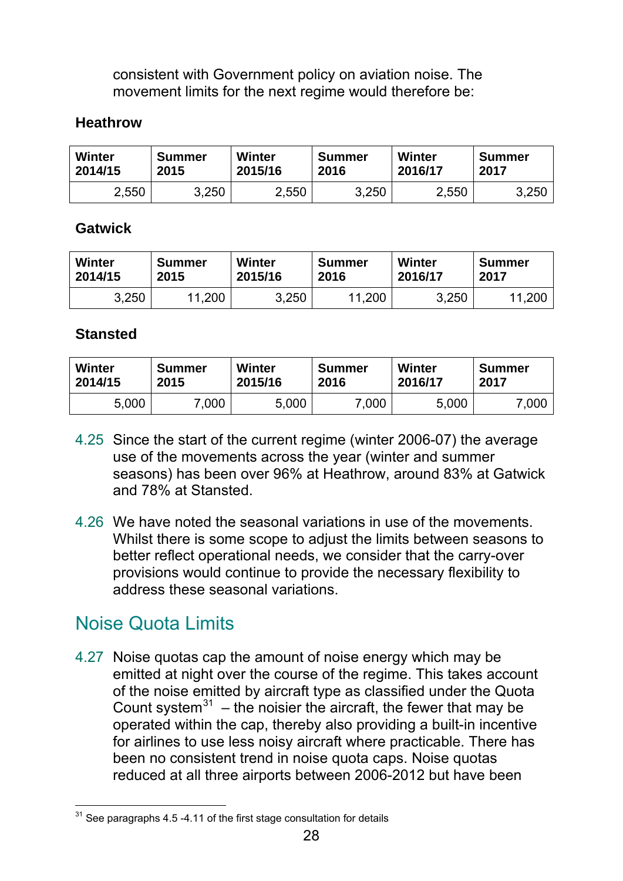consistent with Government policy on aviation noise. The movement limits for the next regime would therefore be:

**Heathrow**

| Winter 2014/15 | Summer 2015 | Winter 2015/16 | Summer 2016 | Winter 2016/17 | Summer 2017 |
|---|---|---|---|---|---|
| 2,550 | 3,250 | 2,550 | 3,250 | 2,550 | 3,250 |

**Gatwick**

| Winter 2014/15 | Summer 2015 | Winter 2015/16 | Summer 2016 | Winter 2016/17 | Summer 2017 |
|---|---|---|---|---|---|
| 3,250 | 11,200 | 3,250 | 11,200 | 3,250 | 11,200 |

**Stansted**

| Winter 2014/15 | Summer 2015 | Winter 2015/16 | Summer 2016 | Winter 2016/17 | Summer 2017 |
|---|---|---|---|---|---|
| 5,000 | 7,000 | 5,000 | 7,000 | 5,000 | 7,000 |

4.25 Since the start of the current regime (winter 2006-07) the average use of the movements across the year (winter and summer seasons) has been over 96% at Heathrow, around 83% at Gatwick and 78% at Stansted.

4.26 We have noted the seasonal variations in use of the movements. Whilst there is some scope to adjust the limits between seasons to better reflect operational needs, we consider that the carry-over provisions would continue to provide the necessary flexibility to address these seasonal variations.

## Noise Quota Limits

4.27 Noise quotas cap the amount of noise energy which may be emitted at night over the course of the regime. This takes account of the noise emitted by aircraft type as classified under the Quota Count system[31] – the noisier the aircraft, the fewer that may be operated within the cap, thereby also providing a built-in incentive for airlines to use less noisy aircraft where practicable. There has been no consistent trend in noise quota caps. Noise quotas reduced at all three airports between 2006-2012 but have been

[31] See paragraphs 4.5 -4.11 of the first stage consultation for details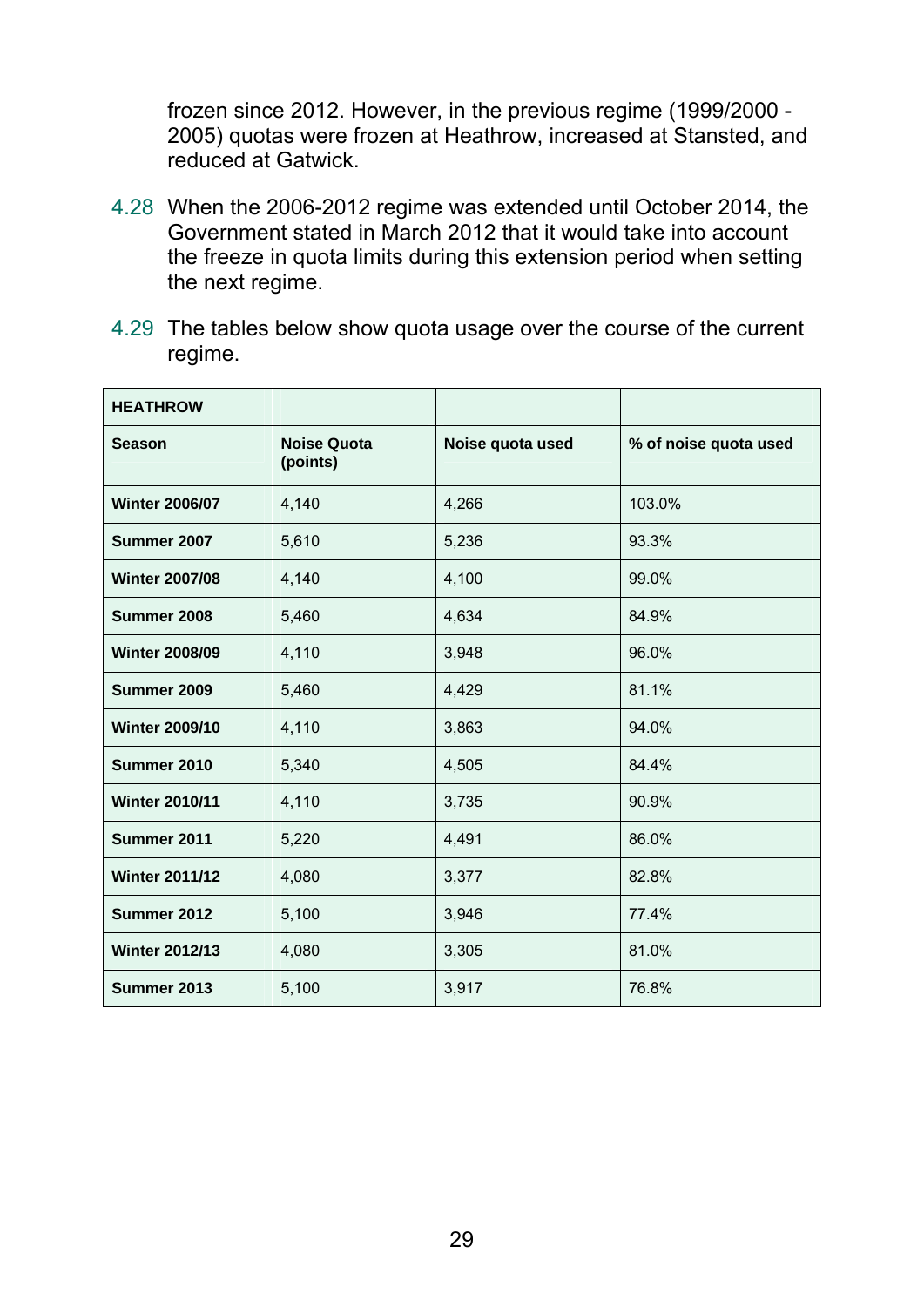frozen since 2012. However, in the previous regime (1999/2000 - 2005) quotas were frozen at Heathrow, increased at Stansted, and reduced at Gatwick.

4.28 When the 2006-2012 regime was extended until October 2014, the Government stated in March 2012 that it would take into account the freeze in quota limits during this extension period when setting the next regime.

4.29 The tables below show quota usage over the course of the current regime.

| **HEATHROW** | | | |
|---|---|---|---|
| **Season** | **Noise Quota (points)** | **Noise quota used** | **% of noise quota used** |
| **Winter 2006/07** | 4,140 | 4,266 | 103.0% |
| **Summer 2007** | 5,610 | 5,236 | 93.3% |
| **Winter 2007/08** | 4,140 | 4,100 | 99.0% |
| **Summer 2008** | 5,460 | 4,634 | 84.9% |
| **Winter 2008/09** | 4,110 | 3,948 | 96.0% |
| **Summer 2009** | 5,460 | 4,429 | 81.1% |
| **Winter 2009/10** | 4,110 | 3,863 | 94.0% |
| **Summer 2010** | 5,340 | 4,505 | 84.4% |
| **Winter 2010/11** | 4,110 | 3,735 | 90.9% |
| **Summer 2011** | 5,220 | 4,491 | 86.0% |
| **Winter 2011/12** | 4,080 | 3,377 | 82.8% |
| **Summer 2012** | 5,100 | 3,946 | 77.4% |
| **Winter 2012/13** | 4,080 | 3,305 | 81.0% |
| **Summer 2013** | 5,100 | 3,917 | 76.8% |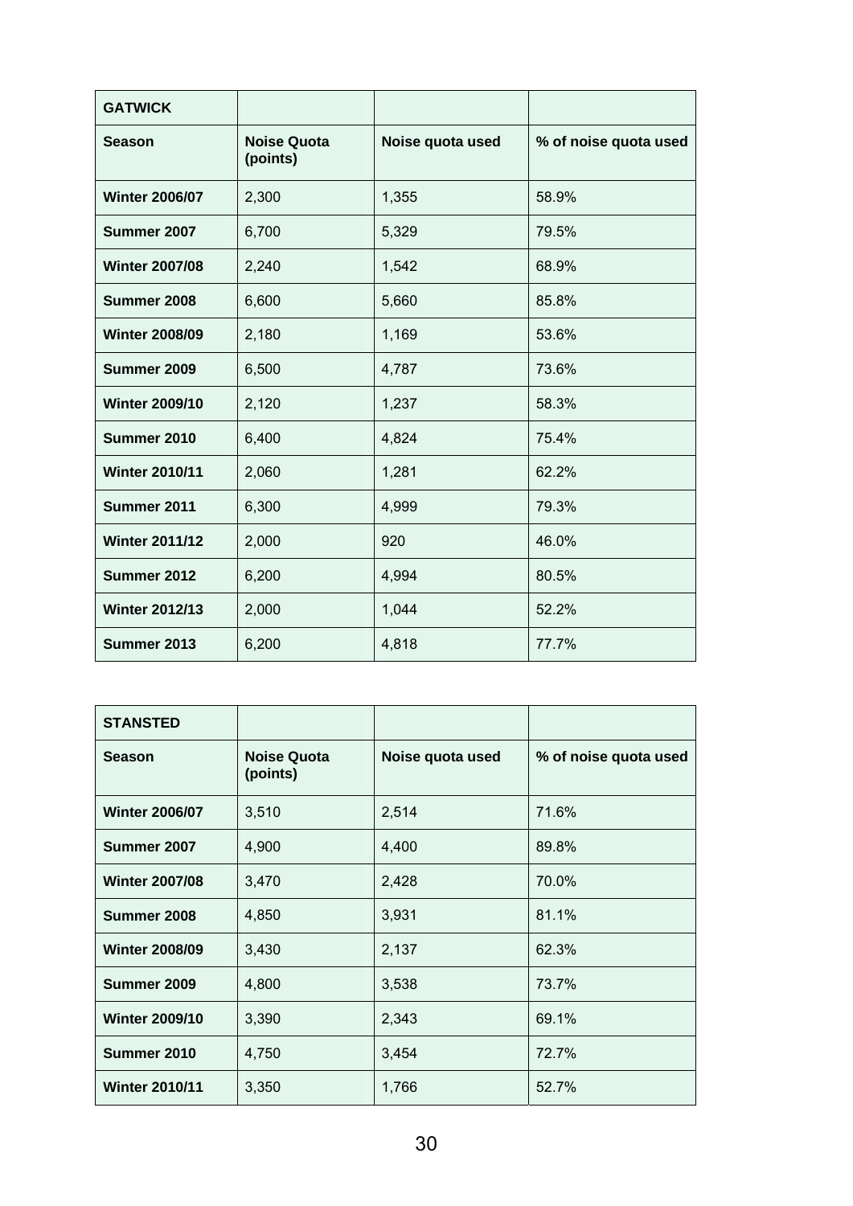| GATWICK | | | |
|---|---|---|---|
| **Season** | **Noise Quota (points)** | **Noise quota used** | **% of noise quota used** |
| **Winter 2006/07** | 2,300 | 1,355 | 58.9% |
| **Summer 2007** | 6,700 | 5,329 | 79.5% |
| **Winter 2007/08** | 2,240 | 1,542 | 68.9% |
| **Summer 2008** | 6,600 | 5,660 | 85.8% |
| **Winter 2008/09** | 2,180 | 1,169 | 53.6% |
| **Summer 2009** | 6,500 | 4,787 | 73.6% |
| **Winter 2009/10** | 2,120 | 1,237 | 58.3% |
| **Summer 2010** | 6,400 | 4,824 | 75.4% |
| **Winter 2010/11** | 2,060 | 1,281 | 62.2% |
| **Summer 2011** | 6,300 | 4,999 | 79.3% |
| **Winter 2011/12** | 2,000 | 920 | 46.0% |
| **Summer 2012** | 6,200 | 4,994 | 80.5% |
| **Winter 2012/13** | 2,000 | 1,044 | 52.2% |
| **Summer 2013** | 6,200 | 4,818 | 77.7% |

| STANSTED | | | |
|---|---|---|---|
| **Season** | **Noise Quota (points)** | **Noise quota used** | **% of noise quota used** |
| **Winter 2006/07** | 3,510 | 2,514 | 71.6% |
| **Summer 2007** | 4,900 | 4,400 | 89.8% |
| **Winter 2007/08** | 3,470 | 2,428 | 70.0% |
| **Summer 2008** | 4,850 | 3,931 | 81.1% |
| **Winter 2008/09** | 3,430 | 2,137 | 62.3% |
| **Summer 2009** | 4,800 | 3,538 | 73.7% |
| **Winter 2009/10** | 3,390 | 2,343 | 69.1% |
| **Summer 2010** | 4,750 | 3,454 | 72.7% |
| **Winter 2010/11** | 3,350 | 1,766 | 52.7% |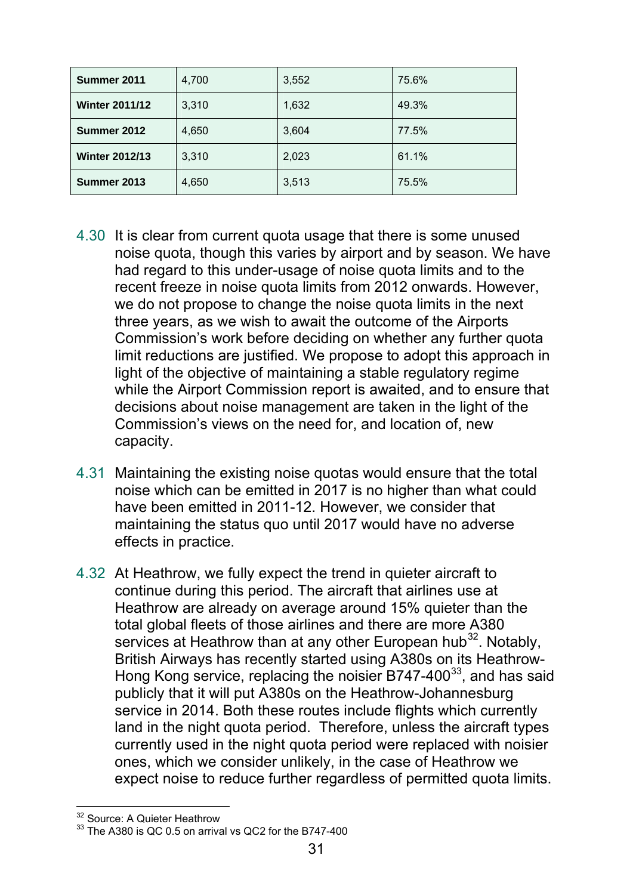| | | | |
|---|---|---|---|
| **Summer 2011** | 4,700 | 3,552 | 75.6% |
| **Winter 2011/12** | 3,310 | 1,632 | 49.3% |
| **Summer 2012** | 4,650 | 3,604 | 77.5% |
| **Winter 2012/13** | 3,310 | 2,023 | 61.1% |
| **Summer 2013** | 4,650 | 3,513 | 75.5% |

4.30 It is clear from current quota usage that there is some unused noise quota, though this varies by airport and by season. We have had regard to this under-usage of noise quota limits and to the recent freeze in noise quota limits from 2012 onwards. However, we do not propose to change the noise quota limits in the next three years, as we wish to await the outcome of the Airports Commission's work before deciding on whether any further quota limit reductions are justified. We propose to adopt this approach in light of the objective of maintaining a stable regulatory regime while the Airport Commission report is awaited, and to ensure that decisions about noise management are taken in the light of the Commission's views on the need for, and location of, new capacity.

4.31 Maintaining the existing noise quotas would ensure that the total noise which can be emitted in 2017 is no higher than what could have been emitted in 2011-12. However, we consider that maintaining the status quo until 2017 would have no adverse effects in practice.

4.32 At Heathrow, we fully expect the trend in quieter aircraft to continue during this period. The aircraft that airlines use at Heathrow are already on average around 15% quieter than the total global fleets of those airlines and there are more A380 services at Heathrow than at any other European hub[32]. Notably, British Airways has recently started using A380s on its Heathrow-Hong Kong service, replacing the noisier B747-400[33], and has said publicly that it will put A380s on the Heathrow-Johannesburg service in 2014. Both these routes include flights which currently land in the night quota period. Therefore, unless the aircraft types currently used in the night quota period were replaced with noisier ones, which we consider unlikely, in the case of Heathrow we expect noise to reduce further regardless of permitted quota limits.

[32] Source: A Quieter Heathrow

[33] The A380 is QC 0.5 on arrival vs QC2 for the B747-400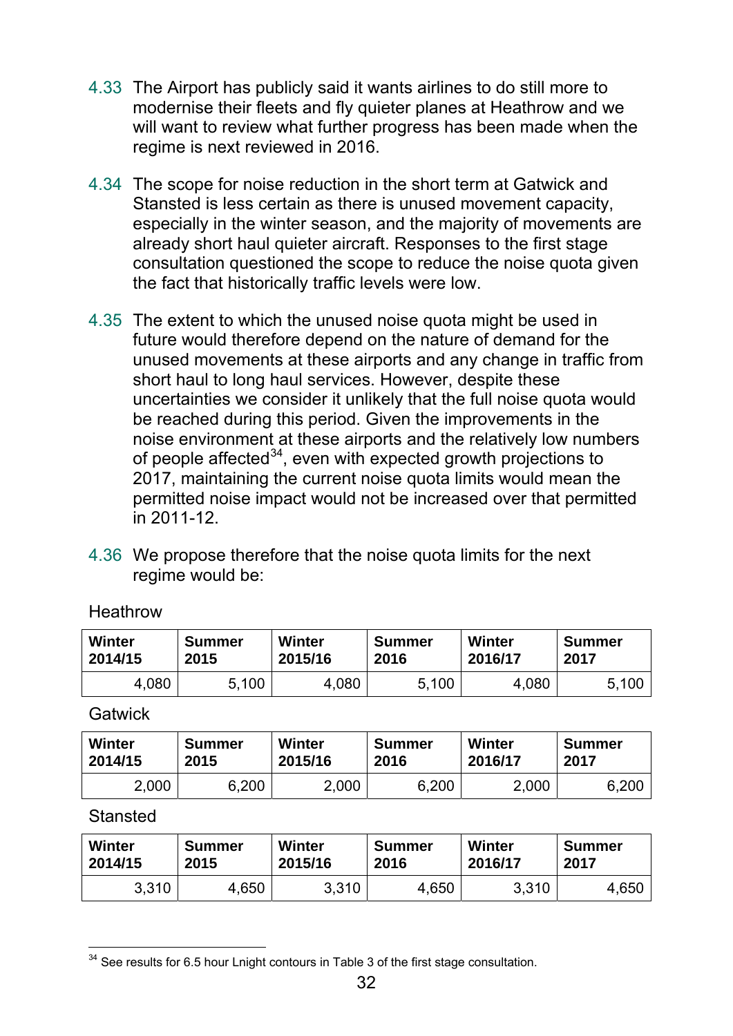4.33 The Airport has publicly said it wants airlines to do still more to modernise their fleets and fly quieter planes at Heathrow and we will want to review what further progress has been made when the regime is next reviewed in 2016.

4.34 The scope for noise reduction in the short term at Gatwick and Stansted is less certain as there is unused movement capacity, especially in the winter season, and the majority of movements are already short haul quieter aircraft. Responses to the first stage consultation questioned the scope to reduce the noise quota given the fact that historically traffic levels were low.

4.35 The extent to which the unused noise quota might be used in future would therefore depend on the nature of demand for the unused movements at these airports and any change in traffic from short haul to long haul services. However, despite these uncertainties we consider it unlikely that the full noise quota would be reached during this period. Given the improvements in the noise environment at these airports and the relatively low numbers of people affected[34], even with expected growth projections to 2017, maintaining the current noise quota limits would mean the permitted noise impact would not be increased over that permitted in 2011-12.

4.36 We propose therefore that the noise quota limits for the next regime would be:

Heathrow

| Winter 2014/15 | Summer 2015 | Winter 2015/16 | Summer 2016 | Winter 2016/17 | Summer 2017 |
|---|---|---|---|---|---|
| 4,080 | 5,100 | 4,080 | 5,100 | 4,080 | 5,100 |

Gatwick

| Winter 2014/15 | Summer 2015 | Winter 2015/16 | Summer 2016 | Winter 2016/17 | Summer 2017 |
|---|---|---|---|---|---|
| 2,000 | 6,200 | 2,000 | 6,200 | 2,000 | 6,200 |

Stansted

| Winter 2014/15 | Summer 2015 | Winter 2015/16 | Summer 2016 | Winter 2016/17 | Summer 2017 |
|---|---|---|---|---|---|
| 3,310 | 4,650 | 3,310 | 4,650 | 3,310 | 4,650 |

[34] See results for 6.5 hour Lnight contours in Table 3 of the first stage consultation.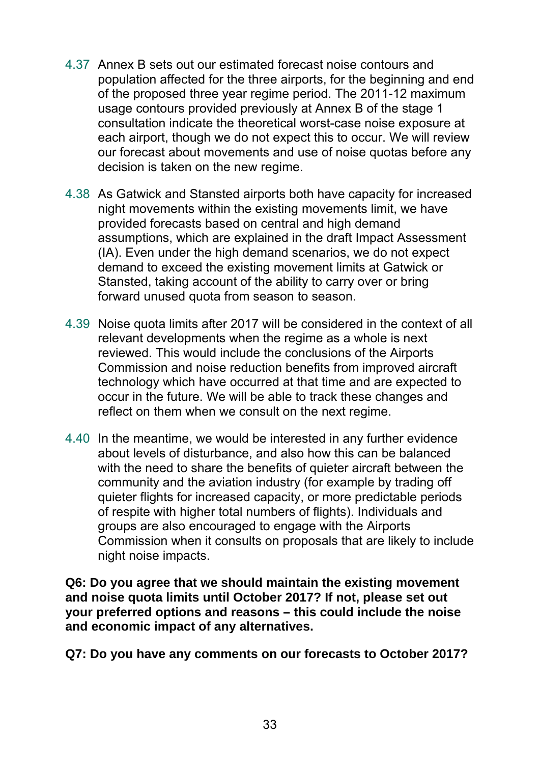4.37 Annex B sets out our estimated forecast noise contours and population affected for the three airports, for the beginning and end of the proposed three year regime period. The 2011-12 maximum usage contours provided previously at Annex B of the stage 1 consultation indicate the theoretical worst-case noise exposure at each airport, though we do not expect this to occur. We will review our forecast about movements and use of noise quotas before any decision is taken on the new regime.

4.38 As Gatwick and Stansted airports both have capacity for increased night movements within the existing movements limit, we have provided forecasts based on central and high demand assumptions, which are explained in the draft Impact Assessment (IA). Even under the high demand scenarios, we do not expect demand to exceed the existing movement limits at Gatwick or Stansted, taking account of the ability to carry over or bring forward unused quota from season to season.

4.39 Noise quota limits after 2017 will be considered in the context of all relevant developments when the regime as a whole is next reviewed. This would include the conclusions of the Airports Commission and noise reduction benefits from improved aircraft technology which have occurred at that time and are expected to occur in the future. We will be able to track these changes and reflect on them when we consult on the next regime.

4.40 In the meantime, we would be interested in any further evidence about levels of disturbance, and also how this can be balanced with the need to share the benefits of quieter aircraft between the community and the aviation industry (for example by trading off quieter flights for increased capacity, or more predictable periods of respite with higher total numbers of flights). Individuals and groups are also encouraged to engage with the Airports Commission when it consults on proposals that are likely to include night noise impacts.

**Q6: Do you agree that we should maintain the existing movement and noise quota limits until October 2017? If not, please set out your preferred options and reasons – this could include the noise and economic impact of any alternatives.**

**Q7: Do you have any comments on our forecasts to October 2017?**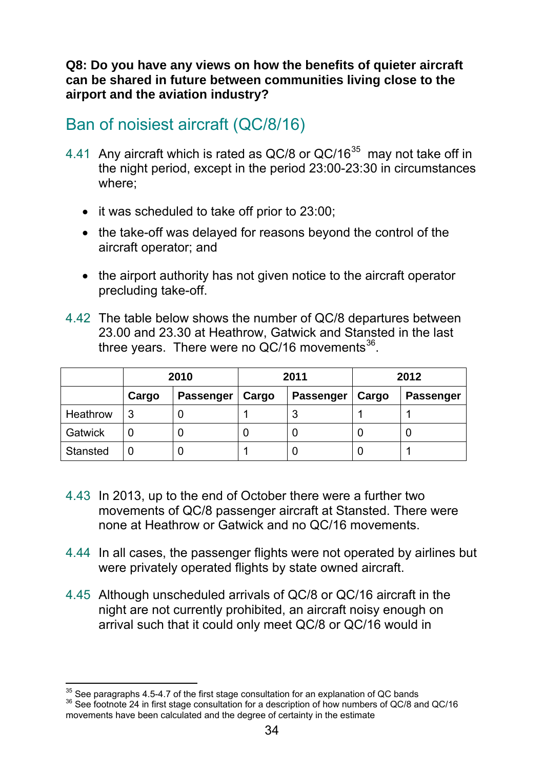**Q8: Do you have any views on how the benefits of quieter aircraft can be shared in future between communities living close to the airport and the aviation industry?**

## Ban of noisiest aircraft (QC/8/16)

4.41 Any aircraft which is rated as QC/8 or QC/16[35] may not take off in the night period, except in the period 23:00-23:30 in circumstances where;

- it was scheduled to take off prior to 23:00;
- the take-off was delayed for reasons beyond the control of the aircraft operator; and
- the airport authority has not given notice to the aircraft operator precluding take-off.

4.42 The table below shows the number of QC/8 departures between 23.00 and 23.30 at Heathrow, Gatwick and Stansted in the last three years. There were no QC/16 movements[36].

| | 2010 | | 2011 | | 2012 | |
|---|---|---|---|---|---|---|
| | **Cargo** | **Passenger** | **Cargo** | **Passenger** | **Cargo** | **Passenger** |
| Heathrow | 3 | 0 | 1 | 3 | 1 | 1 |
| Gatwick | 0 | 0 | 0 | 0 | 0 | 0 |
| Stansted | 0 | 0 | 1 | 0 | 0 | 1 |

4.43 In 2013, up to the end of October there were a further two movements of QC/8 passenger aircraft at Stansted. There were none at Heathrow or Gatwick and no QC/16 movements.

4.44 In all cases, the passenger flights were not operated by airlines but were privately operated flights by state owned aircraft.

4.45 Although unscheduled arrivals of QC/8 or QC/16 aircraft in the night are not currently prohibited, an aircraft noisy enough on arrival such that it could only meet QC/8 or QC/16 would in

---

[35] See paragraphs 4.5-4.7 of the first stage consultation for an explanation of QC bands

[36] See footnote 24 in first stage consultation for a description of how numbers of QC/8 and QC/16 movements have been calculated and the degree of certainty in the estimate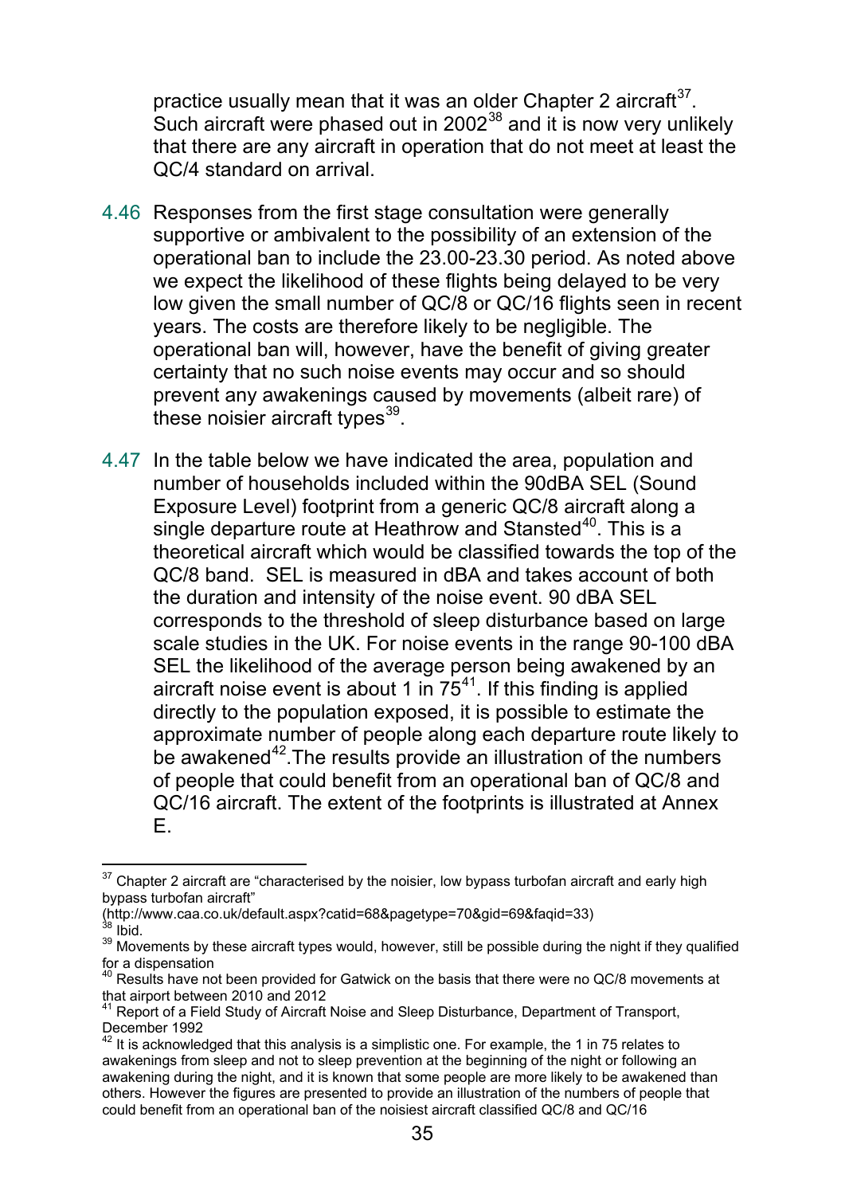practice usually mean that it was an older Chapter 2 aircraft[37]. Such aircraft were phased out in 2002[38] and it is now very unlikely that there are any aircraft in operation that do not meet at least the QC/4 standard on arrival.

4.46 Responses from the first stage consultation were generally supportive or ambivalent to the possibility of an extension of the operational ban to include the 23.00-23.30 period. As noted above we expect the likelihood of these flights being delayed to be very low given the small number of QC/8 or QC/16 flights seen in recent years. The costs are therefore likely to be negligible. The operational ban will, however, have the benefit of giving greater certainty that no such noise events may occur and so should prevent any awakenings caused by movements (albeit rare) of these noisier aircraft types[39].

4.47 In the table below we have indicated the area, population and number of households included within the 90dBA SEL (Sound Exposure Level) footprint from a generic QC/8 aircraft along a single departure route at Heathrow and Stansted[40]. This is a theoretical aircraft which would be classified towards the top of the QC/8 band. SEL is measured in dBA and takes account of both the duration and intensity of the noise event. 90 dBA SEL corresponds to the threshold of sleep disturbance based on large scale studies in the UK. For noise events in the range 90-100 dBA SEL the likelihood of the average person being awakened by an aircraft noise event is about 1 in 75[41]. If this finding is applied directly to the population exposed, it is possible to estimate the approximate number of people along each departure route likely to be awakened[42].The results provide an illustration of the numbers of people that could benefit from an operational ban of QC/8 and QC/16 aircraft. The extent of the footprints is illustrated at Annex E.

---

[37] Chapter 2 aircraft are "characterised by the noisier, low bypass turbofan aircraft and early high bypass turbofan aircraft" (http://www.caa.co.uk/default.aspx?catid=68&pagetype=70&gid=69&faqid=33)

[38] Ibid.

[39] Movements by these aircraft types would, however, still be possible during the night if they qualified for a dispensation

[40] Results have not been provided for Gatwick on the basis that there were no QC/8 movements at that airport between 2010 and 2012

[41] Report of a Field Study of Aircraft Noise and Sleep Disturbance, Department of Transport, December 1992

[42] It is acknowledged that this analysis is a simplistic one. For example, the 1 in 75 relates to awakenings from sleep and not to sleep prevention at the beginning of the night or following an awakening during the night, and it is known that some people are more likely to be awakened than others. However the figures are presented to provide an illustration of the numbers of people that could benefit from an operational ban of the noisiest aircraft classified QC/8 and QC/16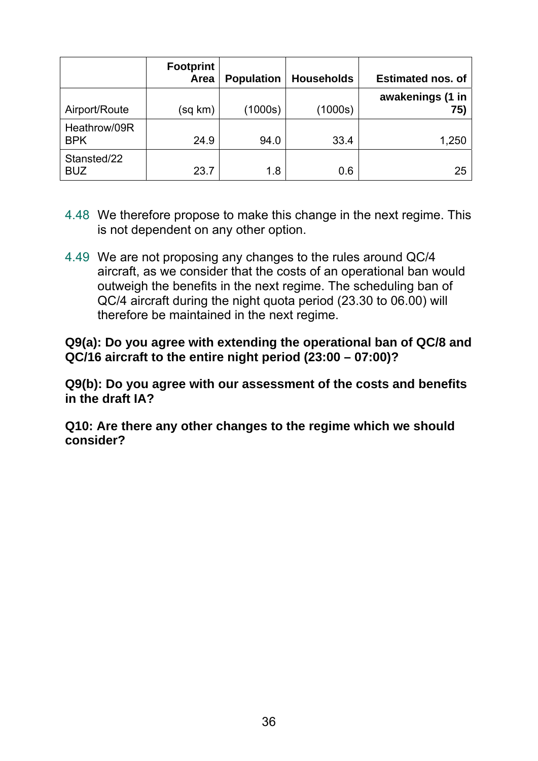| Airport/Route | Footprint Area (sq km) | Population (1000s) | Households (1000s) | Estimated nos. of awakenings (1 in 75) |
|---|---|---|---|---|
| Heathrow/09R BPK | 24.9 | 94.0 | 33.4 | 1,250 |
| Stansted/22 BUZ | 23.7 | 1.8 | 0.6 | 25 |

4.48 We therefore propose to make this change in the next regime. This is not dependent on any other option.

4.49 We are not proposing any changes to the rules around QC/4 aircraft, as we consider that the costs of an operational ban would outweigh the benefits in the next regime. The scheduling ban of QC/4 aircraft during the night quota period (23.30 to 06.00) will therefore be maintained in the next regime.

**Q9(a): Do you agree with extending the operational ban of QC/8 and QC/16 aircraft to the entire night period (23:00 – 07:00)?**

**Q9(b): Do you agree with our assessment of the costs and benefits in the draft IA?**

**Q10: Are there any other changes to the regime which we should consider?**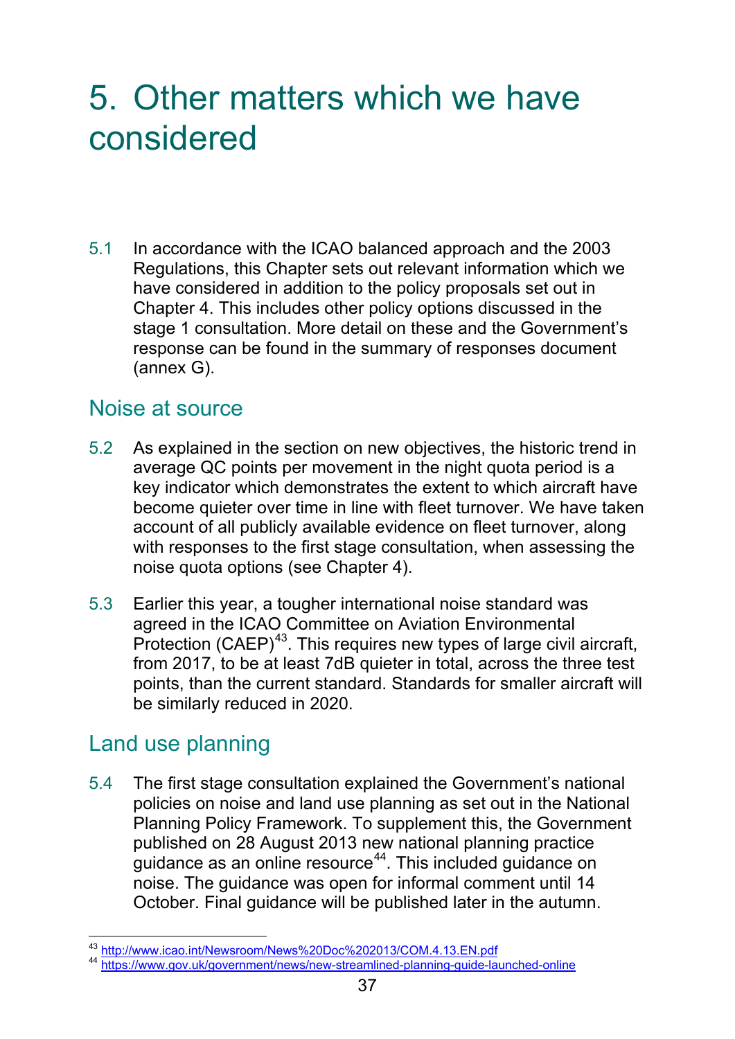# 5. Other matters which we have considered

5.1 In accordance with the ICAO balanced approach and the 2003 Regulations, this Chapter sets out relevant information which we have considered in addition to the policy proposals set out in Chapter 4. This includes other policy options discussed in the stage 1 consultation. More detail on these and the Government's response can be found in the summary of responses document (annex G).

## Noise at source

5.2 As explained in the section on new objectives, the historic trend in average QC points per movement in the night quota period is a key indicator which demonstrates the extent to which aircraft have become quieter over time in line with fleet turnover. We have taken account of all publicly available evidence on fleet turnover, along with responses to the first stage consultation, when assessing the noise quota options (see Chapter 4).

5.3 Earlier this year, a tougher international noise standard was agreed in the ICAO Committee on Aviation Environmental Protection (CAEP)[43]. This requires new types of large civil aircraft, from 2017, to be at least 7dB quieter in total, across the three test points, than the current standard. Standards for smaller aircraft will be similarly reduced in 2020.

## Land use planning

5.4 The first stage consultation explained the Government's national policies on noise and land use planning as set out in the National Planning Policy Framework. To supplement this, the Government published on 28 August 2013 new national planning practice guidance as an online resource[44]. This included guidance on noise. The guidance was open for informal comment until 14 October. Final guidance will be published later in the autumn.

---

[43] http://www.icao.int/Newsroom/News%20Doc%202013/COM.4.13.EN.pdf
[44] https://www.gov.uk/government/news/new-streamlined-planning-guide-launched-online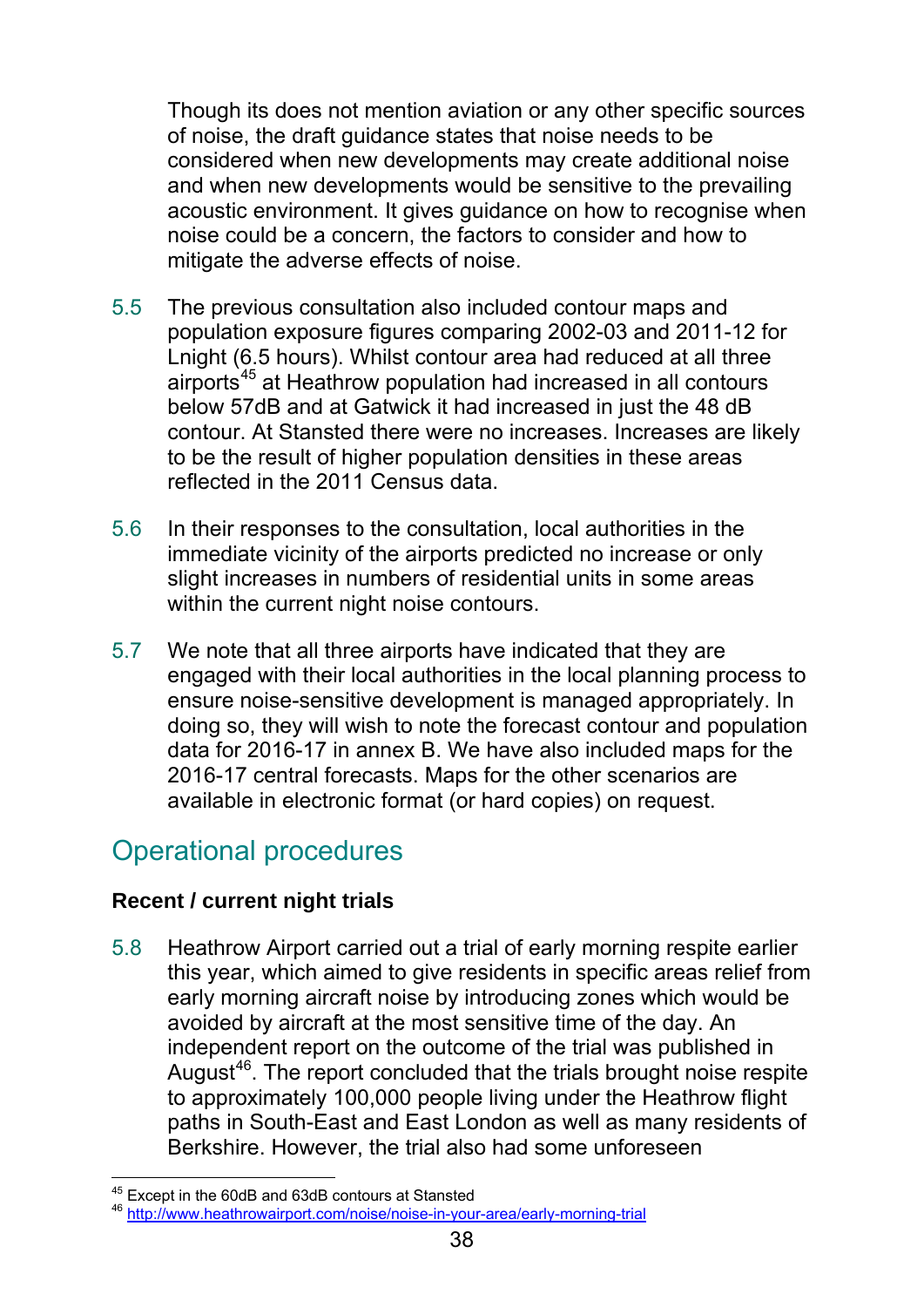Though its does not mention aviation or any other specific sources of noise, the draft guidance states that noise needs to be considered when new developments may create additional noise and when new developments would be sensitive to the prevailing acoustic environment. It gives guidance on how to recognise when noise could be a concern, the factors to consider and how to mitigate the adverse effects of noise.

5.5 The previous consultation also included contour maps and population exposure figures comparing 2002-03 and 2011-12 for Lnight (6.5 hours). Whilst contour area had reduced at all three airports[45] at Heathrow population had increased in all contours below 57dB and at Gatwick it had increased in just the 48 dB contour. At Stansted there were no increases. Increases are likely to be the result of higher population densities in these areas reflected in the 2011 Census data.

5.6 In their responses to the consultation, local authorities in the immediate vicinity of the airports predicted no increase or only slight increases in numbers of residential units in some areas within the current night noise contours.

5.7 We note that all three airports have indicated that they are engaged with their local authorities in the local planning process to ensure noise-sensitive development is managed appropriately. In doing so, they will wish to note the forecast contour and population data for 2016-17 in annex B. We have also included maps for the 2016-17 central forecasts. Maps for the other scenarios are available in electronic format (or hard copies) on request.

## Operational procedures

**Recent / current night trials**

5.8 Heathrow Airport carried out a trial of early morning respite earlier this year, which aimed to give residents in specific areas relief from early morning aircraft noise by introducing zones which would be avoided by aircraft at the most sensitive time of the day. An independent report on the outcome of the trial was published in August[46]. The report concluded that the trials brought noise respite to approximately 100,000 people living under the Heathrow flight paths in South-East and East London as well as many residents of Berkshire. However, the trial also had some unforeseen

---

[45] Except in the 60dB and 63dB contours at Stansted

[46] http://www.heathrowairport.com/noise/noise-in-your-area/early-morning-trial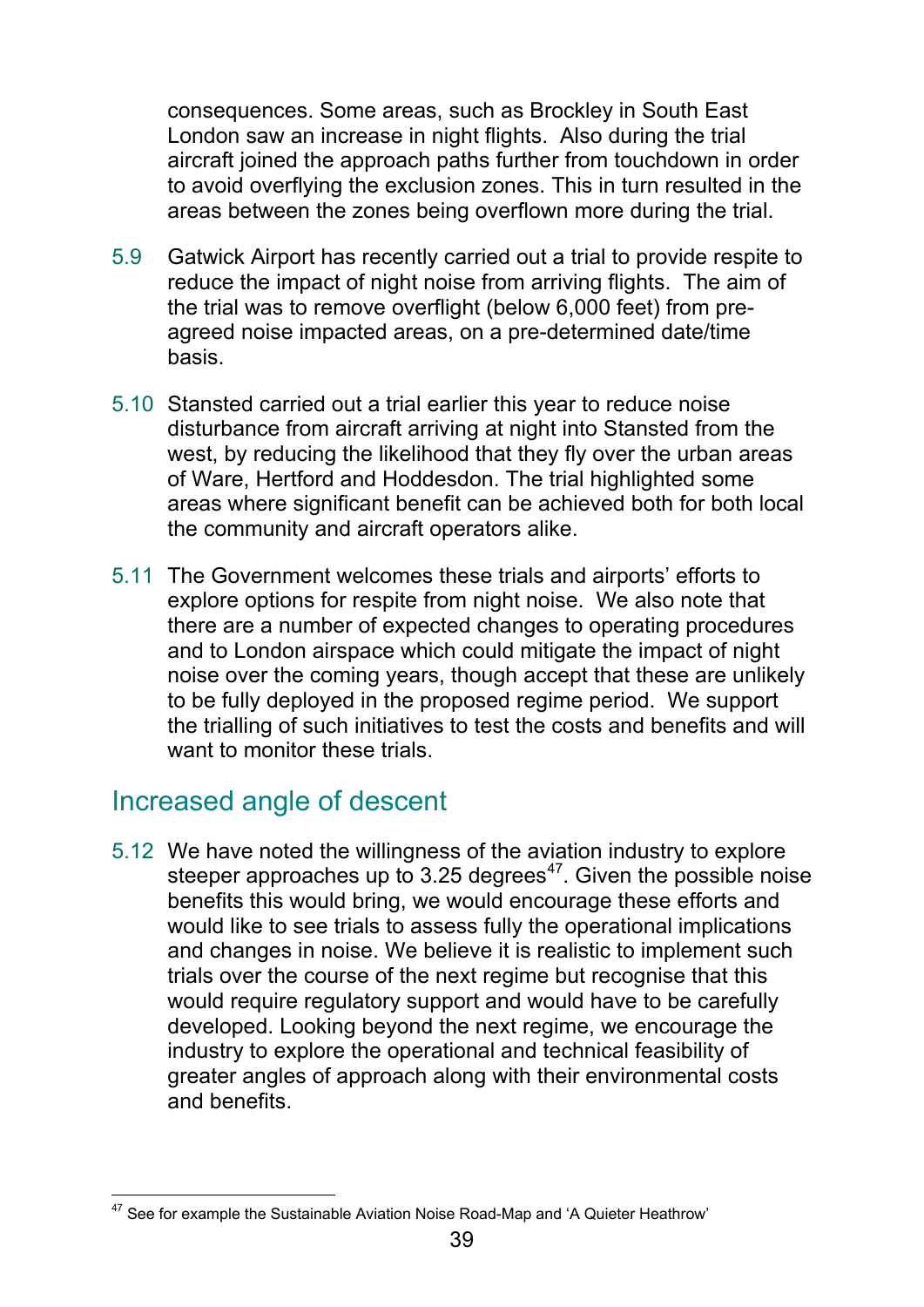consequences. Some areas, such as Brockley in South East London saw an increase in night flights. Also during the trial aircraft joined the approach paths further from touchdown in order to avoid overflying the exclusion zones. This in turn resulted in the areas between the zones being overflown more during the trial.

5.9 Gatwick Airport has recently carried out a trial to provide respite to reduce the impact of night noise from arriving flights. The aim of the trial was to remove overflight (below 6,000 feet) from pre-agreed noise impacted areas, on a pre-determined date/time basis.

5.10 Stansted carried out a trial earlier this year to reduce noise disturbance from aircraft arriving at night into Stansted from the west, by reducing the likelihood that they fly over the urban areas of Ware, Hertford and Hoddesdon. The trial highlighted some areas where significant benefit can be achieved both for both local the community and aircraft operators alike.

5.11 The Government welcomes these trials and airports' efforts to explore options for respite from night noise. We also note that there are a number of expected changes to operating procedures and to London airspace which could mitigate the impact of night noise over the coming years, though accept that these are unlikely to be fully deployed in the proposed regime period. We support the trialling of such initiatives to test the costs and benefits and will want to monitor these trials.

## Increased angle of descent

5.12 We have noted the willingness of the aviation industry to explore steeper approaches up to 3.25 degrees[47]. Given the possible noise benefits this would bring, we would encourage these efforts and would like to see trials to assess fully the operational implications and changes in noise. We believe it is realistic to implement such trials over the course of the next regime but recognise that this would require regulatory support and would have to be carefully developed. Looking beyond the next regime, we encourage the industry to explore the operational and technical feasibility of greater angles of approach along with their environmental costs and benefits.

[47] See for example the Sustainable Aviation Noise Road-Map and 'A Quieter Heathrow'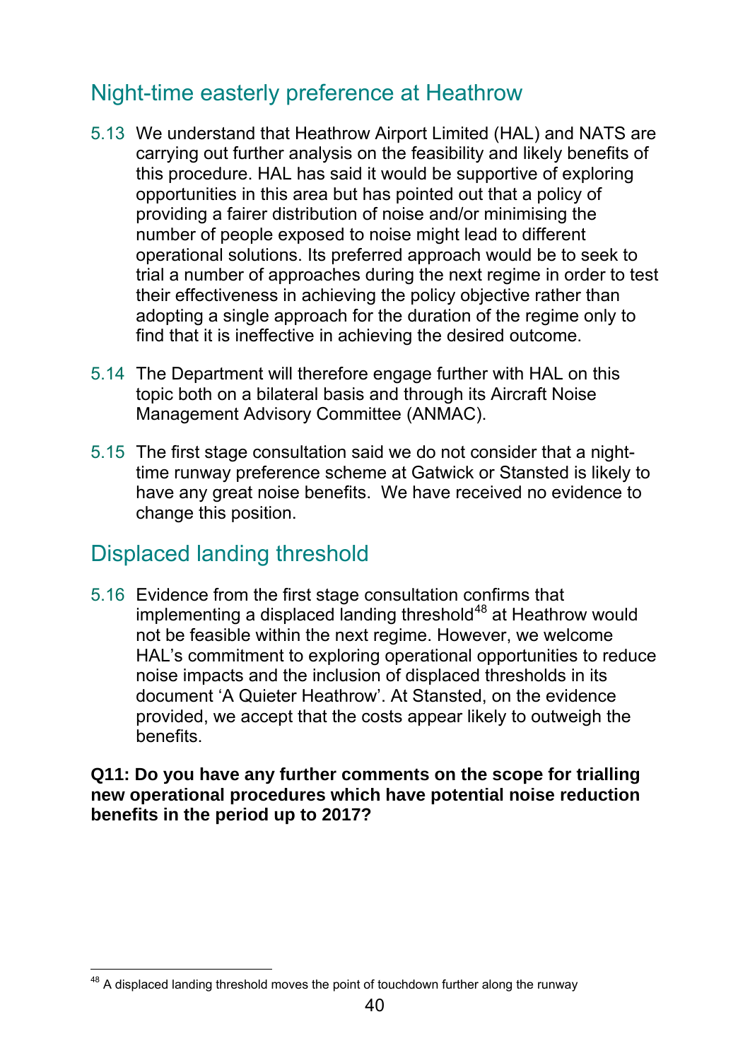## Night-time easterly preference at Heathrow

5.13 We understand that Heathrow Airport Limited (HAL) and NATS are carrying out further analysis on the feasibility and likely benefits of this procedure. HAL has said it would be supportive of exploring opportunities in this area but has pointed out that a policy of providing a fairer distribution of noise and/or minimising the number of people exposed to noise might lead to different operational solutions. Its preferred approach would be to seek to trial a number of approaches during the next regime in order to test their effectiveness in achieving the policy objective rather than adopting a single approach for the duration of the regime only to find that it is ineffective in achieving the desired outcome.

5.14 The Department will therefore engage further with HAL on this topic both on a bilateral basis and through its Aircraft Noise Management Advisory Committee (ANMAC).

5.15 The first stage consultation said we do not consider that a night-time runway preference scheme at Gatwick or Stansted is likely to have any great noise benefits. We have received no evidence to change this position.

## Displaced landing threshold

5.16 Evidence from the first stage consultation confirms that implementing a displaced landing threshold[48] at Heathrow would not be feasible within the next regime. However, we welcome HAL's commitment to exploring operational opportunities to reduce noise impacts and the inclusion of displaced thresholds in its document 'A Quieter Heathrow'. At Stansted, on the evidence provided, we accept that the costs appear likely to outweigh the benefits.

**Q11: Do you have any further comments on the scope for trialling new operational procedures which have potential noise reduction benefits in the period up to 2017?**

[48] A displaced landing threshold moves the point of touchdown further along the runway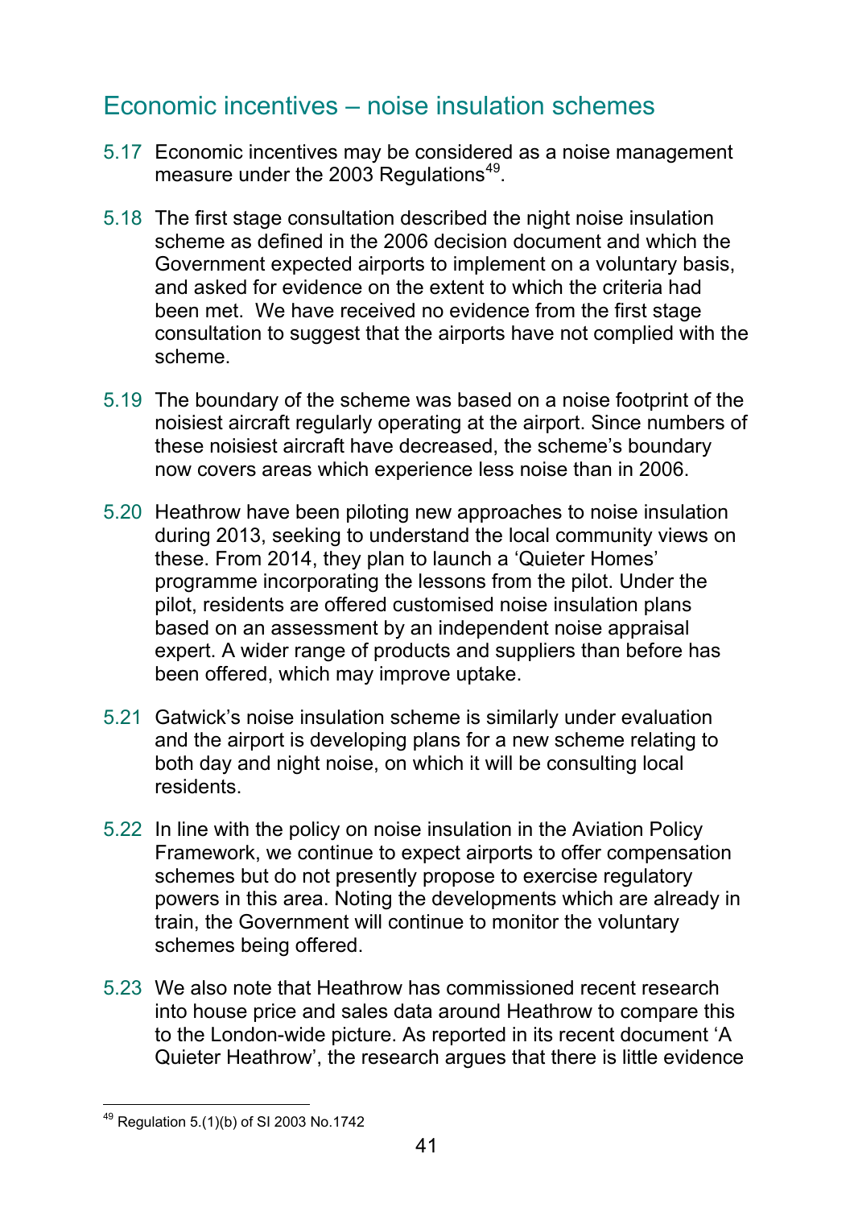## Economic incentives – noise insulation schemes

5.17 Economic incentives may be considered as a noise management measure under the 2003 Regulations[49].

5.18 The first stage consultation described the night noise insulation scheme as defined in the 2006 decision document and which the Government expected airports to implement on a voluntary basis, and asked for evidence on the extent to which the criteria had been met. We have received no evidence from the first stage consultation to suggest that the airports have not complied with the scheme.

5.19 The boundary of the scheme was based on a noise footprint of the noisiest aircraft regularly operating at the airport. Since numbers of these noisiest aircraft have decreased, the scheme's boundary now covers areas which experience less noise than in 2006.

5.20 Heathrow have been piloting new approaches to noise insulation during 2013, seeking to understand the local community views on these. From 2014, they plan to launch a 'Quieter Homes' programme incorporating the lessons from the pilot. Under the pilot, residents are offered customised noise insulation plans based on an assessment by an independent noise appraisal expert. A wider range of products and suppliers than before has been offered, which may improve uptake.

5.21 Gatwick's noise insulation scheme is similarly under evaluation and the airport is developing plans for a new scheme relating to both day and night noise, on which it will be consulting local residents.

5.22 In line with the policy on noise insulation in the Aviation Policy Framework, we continue to expect airports to offer compensation schemes but do not presently propose to exercise regulatory powers in this area. Noting the developments which are already in train, the Government will continue to monitor the voluntary schemes being offered.

5.23 We also note that Heathrow has commissioned recent research into house price and sales data around Heathrow to compare this to the London-wide picture. As reported in its recent document 'A Quieter Heathrow', the research argues that there is little evidence

[49] Regulation 5.(1)(b) of SI 2003 No.1742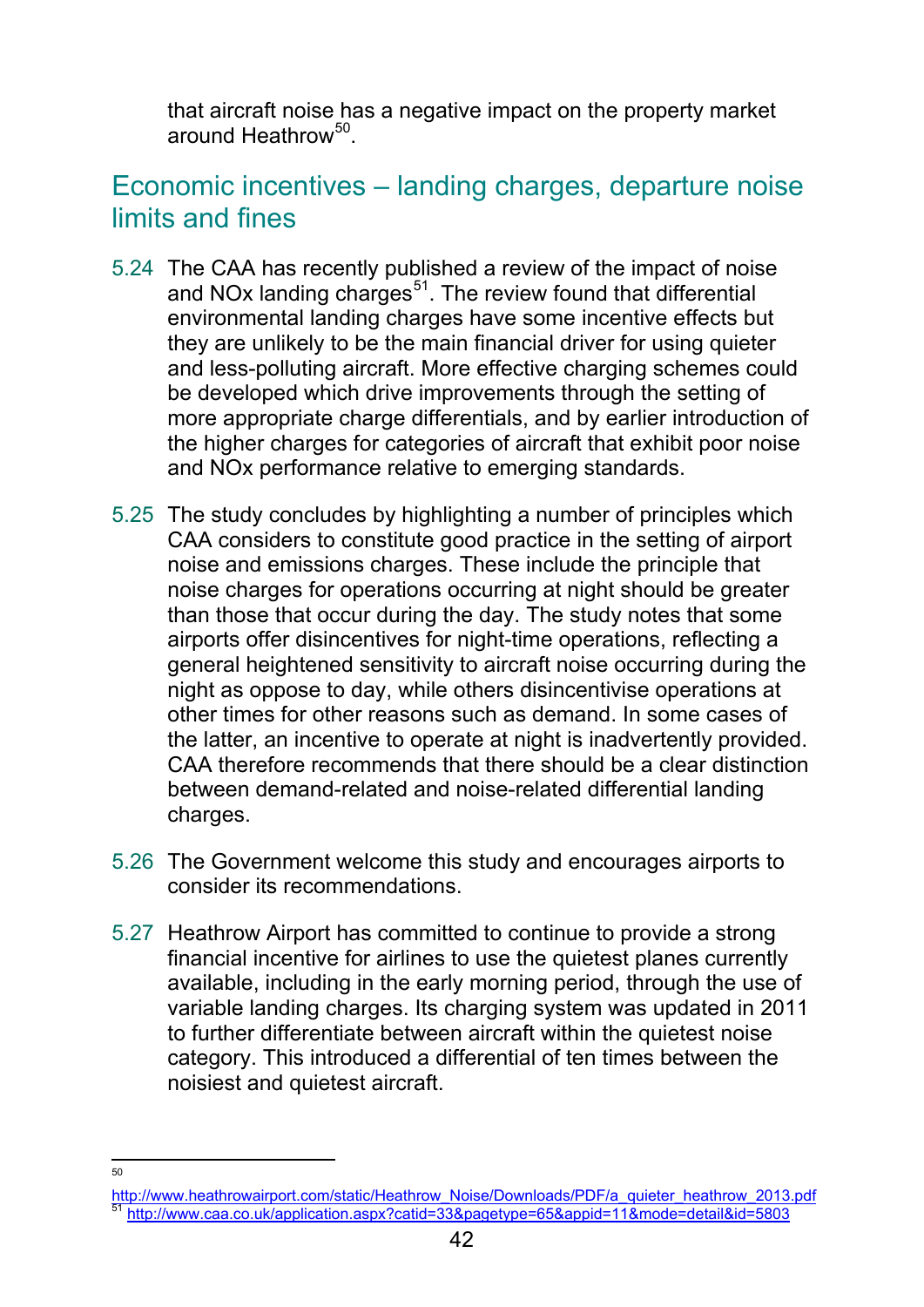that aircraft noise has a negative impact on the property market around Heathrow[50].

## Economic incentives – landing charges, departure noise limits and fines

5.24 The CAA has recently published a review of the impact of noise and NOx landing charges[51]. The review found that differential environmental landing charges have some incentive effects but they are unlikely to be the main financial driver for using quieter and less-polluting aircraft. More effective charging schemes could be developed which drive improvements through the setting of more appropriate charge differentials, and by earlier introduction of the higher charges for categories of aircraft that exhibit poor noise and NOx performance relative to emerging standards.

5.25 The study concludes by highlighting a number of principles which CAA considers to constitute good practice in the setting of airport noise and emissions charges. These include the principle that noise charges for operations occurring at night should be greater than those that occur during the day. The study notes that some airports offer disincentives for night-time operations, reflecting a general heightened sensitivity to aircraft noise occurring during the night as oppose to day, while others disincentivise operations at other times for other reasons such as demand. In some cases of the latter, an incentive to operate at night is inadvertently provided. CAA therefore recommends that there should be a clear distinction between demand-related and noise-related differential landing charges.

5.26 The Government welcome this study and encourages airports to consider its recommendations.

5.27 Heathrow Airport has committed to continue to provide a strong financial incentive for airlines to use the quietest planes currently available, including in the early morning period, through the use of variable landing charges. Its charging system was updated in 2011 to further differentiate between aircraft within the quietest noise category. This introduced a differential of ten times between the noisiest and quietest aircraft.

---

[50] http://www.heathrowairport.com/static/Heathrow_Noise/Downloads/PDF/a_quieter_heathrow_2013.pdf

[51] http://www.caa.co.uk/application.aspx?catid=33&pagetype=65&appid=11&mode=detail&id=5803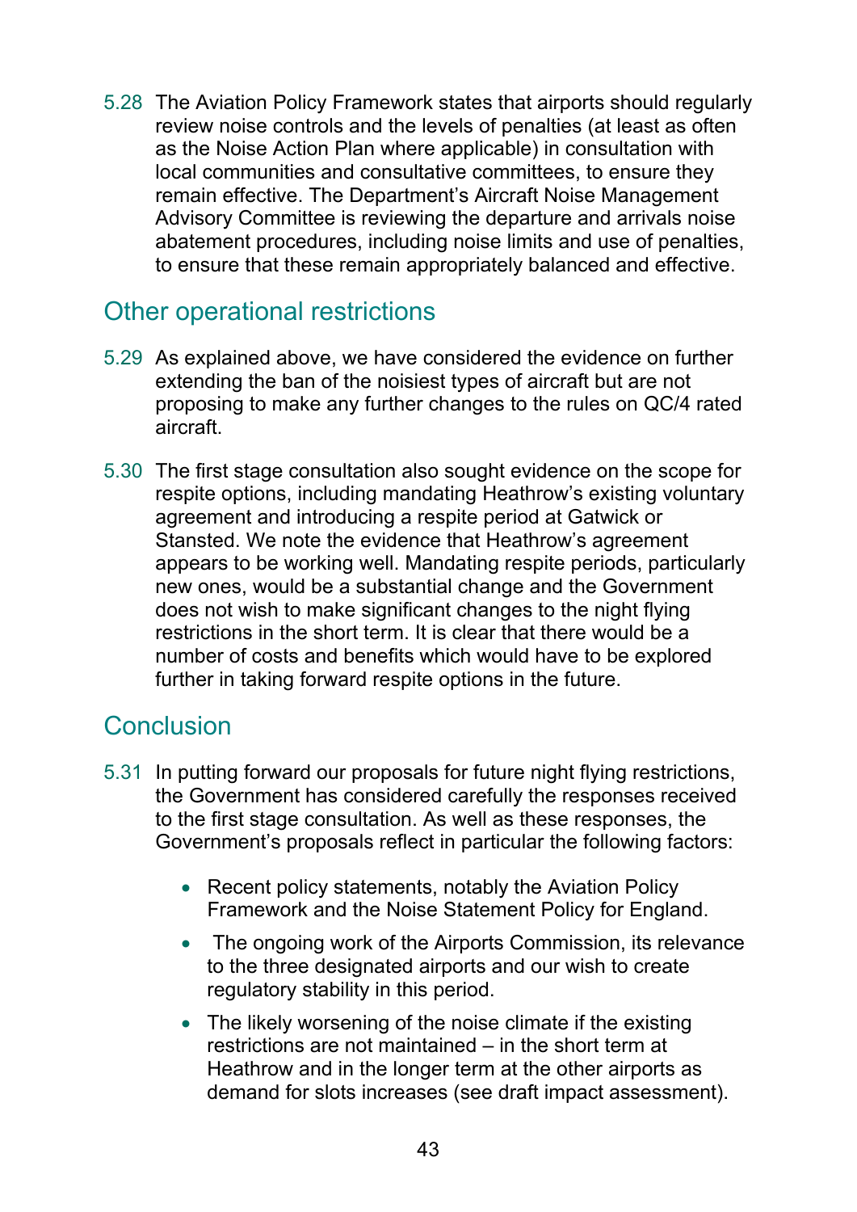5.28 The Aviation Policy Framework states that airports should regularly review noise controls and the levels of penalties (at least as often as the Noise Action Plan where applicable) in consultation with local communities and consultative committees, to ensure they remain effective. The Department's Aircraft Noise Management Advisory Committee is reviewing the departure and arrivals noise abatement procedures, including noise limits and use of penalties, to ensure that these remain appropriately balanced and effective.

## Other operational restrictions

5.29 As explained above, we have considered the evidence on further extending the ban of the noisiest types of aircraft but are not proposing to make any further changes to the rules on QC/4 rated aircraft.

5.30 The first stage consultation also sought evidence on the scope for respite options, including mandating Heathrow's existing voluntary agreement and introducing a respite period at Gatwick or Stansted. We note the evidence that Heathrow's agreement appears to be working well. Mandating respite periods, particularly new ones, would be a substantial change and the Government does not wish to make significant changes to the night flying restrictions in the short term. It is clear that there would be a number of costs and benefits which would have to be explored further in taking forward respite options in the future.

## Conclusion

5.31 In putting forward our proposals for future night flying restrictions, the Government has considered carefully the responses received to the first stage consultation. As well as these responses, the Government's proposals reflect in particular the following factors:

- Recent policy statements, notably the Aviation Policy Framework and the Noise Statement Policy for England.
- The ongoing work of the Airports Commission, its relevance to the three designated airports and our wish to create regulatory stability in this period.
- The likely worsening of the noise climate if the existing restrictions are not maintained – in the short term at Heathrow and in the longer term at the other airports as demand for slots increases (see draft impact assessment).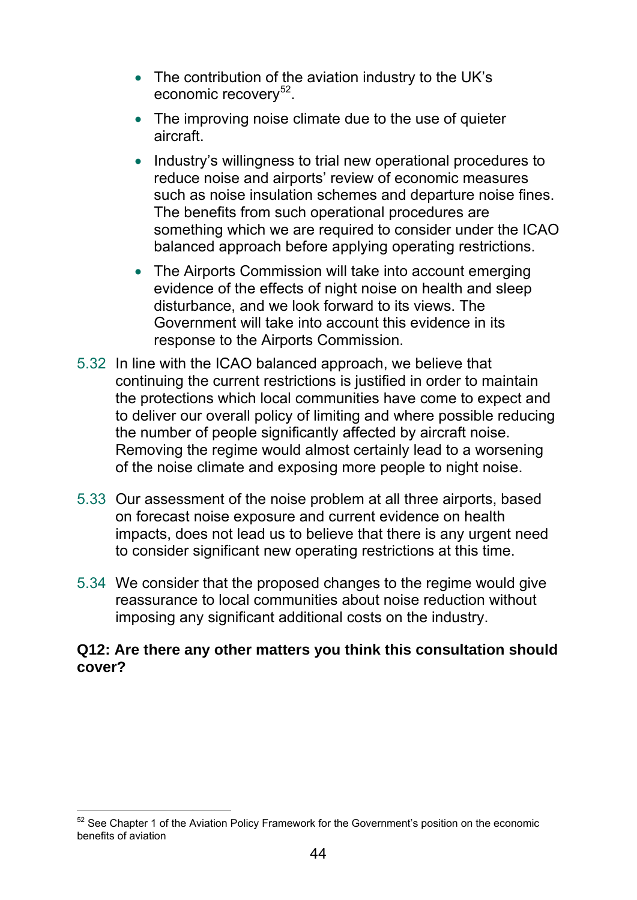- The contribution of the aviation industry to the UK's economic recovery[52].
- The improving noise climate due to the use of quieter aircraft.
- Industry's willingness to trial new operational procedures to reduce noise and airports' review of economic measures such as noise insulation schemes and departure noise fines. The benefits from such operational procedures are something which we are required to consider under the ICAO balanced approach before applying operating restrictions.
- The Airports Commission will take into account emerging evidence of the effects of night noise on health and sleep disturbance, and we look forward to its views. The Government will take into account this evidence in its response to the Airports Commission.

5.32 In line with the ICAO balanced approach, we believe that continuing the current restrictions is justified in order to maintain the protections which local communities have come to expect and to deliver our overall policy of limiting and where possible reducing the number of people significantly affected by aircraft noise. Removing the regime would almost certainly lead to a worsening of the noise climate and exposing more people to night noise.

5.33 Our assessment of the noise problem at all three airports, based on forecast noise exposure and current evidence on health impacts, does not lead us to believe that there is any urgent need to consider significant new operating restrictions at this time.

5.34 We consider that the proposed changes to the regime would give reassurance to local communities about noise reduction without imposing any significant additional costs on the industry.

**Q12: Are there any other matters you think this consultation should cover?**

[52] See Chapter 1 of the Aviation Policy Framework for the Government's position on the economic benefits of aviation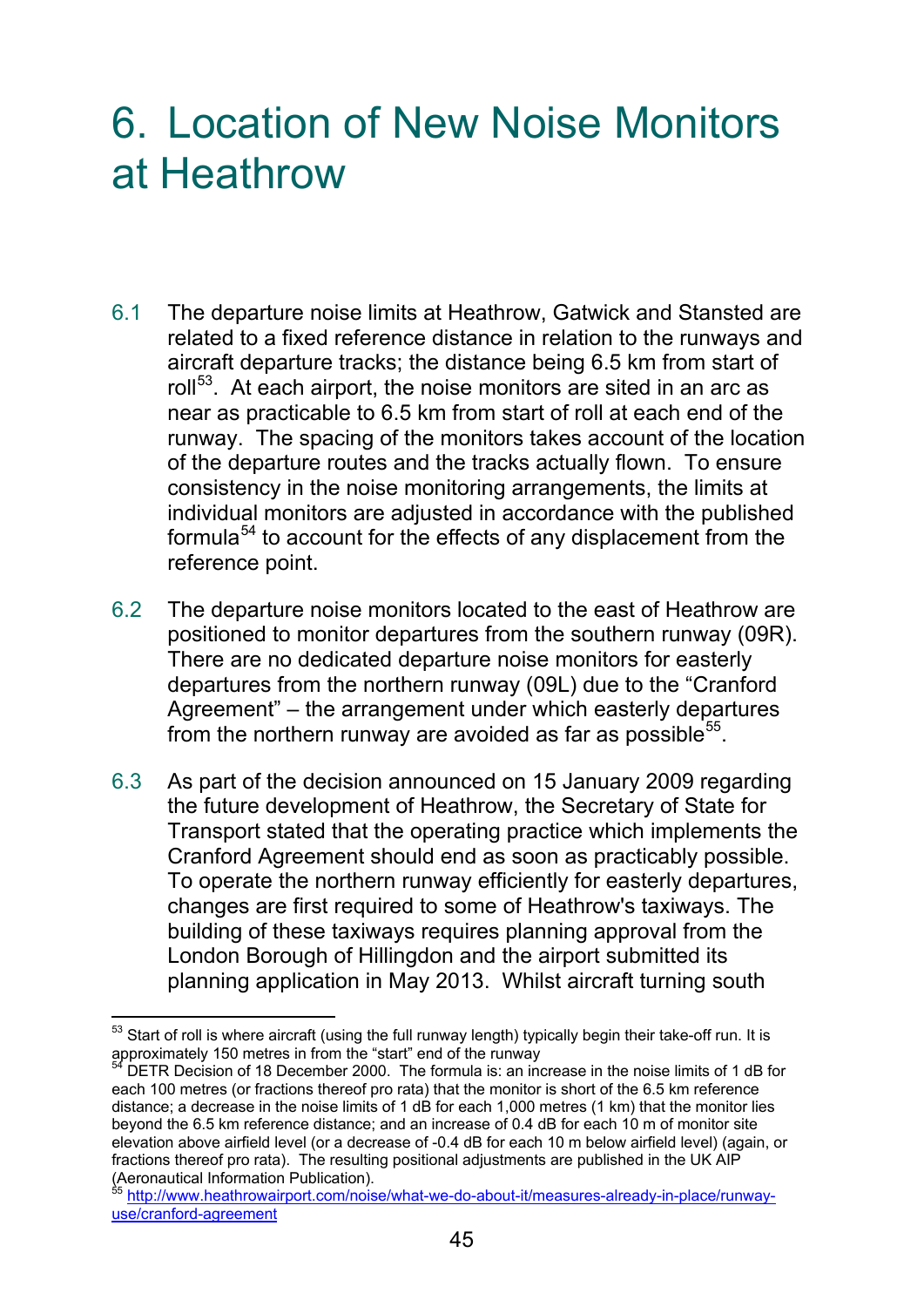# 6. Location of New Noise Monitors at Heathrow

6.1 The departure noise limits at Heathrow, Gatwick and Stansted are related to a fixed reference distance in relation to the runways and aircraft departure tracks; the distance being 6.5 km from start of roll[53]. At each airport, the noise monitors are sited in an arc as near as practicable to 6.5 km from start of roll at each end of the runway. The spacing of the monitors takes account of the location of the departure routes and the tracks actually flown. To ensure consistency in the noise monitoring arrangements, the limits at individual monitors are adjusted in accordance with the published formula[54] to account for the effects of any displacement from the reference point.

6.2 The departure noise monitors located to the east of Heathrow are positioned to monitor departures from the southern runway (09R). There are no dedicated departure noise monitors for easterly departures from the northern runway (09L) due to the "Cranford Agreement" – the arrangement under which easterly departures from the northern runway are avoided as far as possible[55].

6.3 As part of the decision announced on 15 January 2009 regarding the future development of Heathrow, the Secretary of State for Transport stated that the operating practice which implements the Cranford Agreement should end as soon as practicably possible. To operate the northern runway efficiently for easterly departures, changes are first required to some of Heathrow's taxiways. The building of these taxiways requires planning approval from the London Borough of Hillingdon and the airport submitted its planning application in May 2013. Whilst aircraft turning south

---

[53] Start of roll is where aircraft (using the full runway length) typically begin their take-off run. It is approximately 150 metres in from the "start" end of the runway

[54] DETR Decision of 18 December 2000. The formula is: an increase in the noise limits of 1 dB for each 100 metres (or fractions thereof pro rata) that the monitor is short of the 6.5 km reference distance; a decrease in the noise limits of 1 dB for each 1,000 metres (1 km) that the monitor lies beyond the 6.5 km reference distance; and an increase of 0.4 dB for each 10 m of monitor site elevation above airfield level (or a decrease of -0.4 dB for each 10 m below airfield level) (again, or fractions thereof pro rata). The resulting positional adjustments are published in the UK AIP (Aeronautical Information Publication).

[55] http://www.heathrowairport.com/noise/what-we-do-about-it/measures-already-in-place/runway-use/cranford-agreement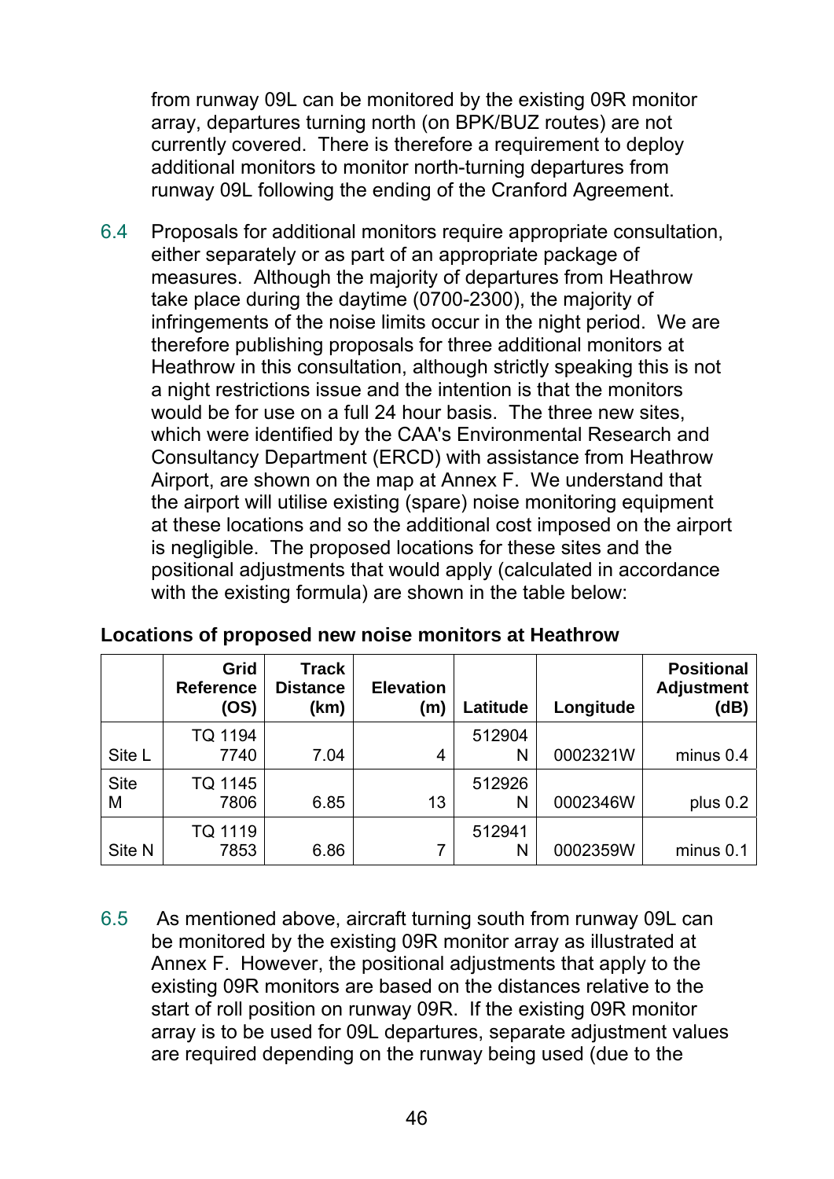from runway 09L can be monitored by the existing 09R monitor array, departures turning north (on BPK/BUZ routes) are not currently covered. There is therefore a requirement to deploy additional monitors to monitor north-turning departures from runway 09L following the ending of the Cranford Agreement.

6.4 Proposals for additional monitors require appropriate consultation, either separately or as part of an appropriate package of measures. Although the majority of departures from Heathrow take place during the daytime (0700-2300), the majority of infringements of the noise limits occur in the night period. We are therefore publishing proposals for three additional monitors at Heathrow in this consultation, although strictly speaking this is not a night restrictions issue and the intention is that the monitors would be for use on a full 24 hour basis. The three new sites, which were identified by the CAA's Environmental Research and Consultancy Department (ERCD) with assistance from Heathrow Airport, are shown on the map at Annex F. We understand that the airport will utilise existing (spare) noise monitoring equipment at these locations and so the additional cost imposed on the airport is negligible. The proposed locations for these sites and the positional adjustments that would apply (calculated in accordance with the existing formula) are shown in the table below:

**Locations of proposed new noise monitors at Heathrow**

| | Grid Reference (OS) | Track Distance (km) | Elevation (m) | Latitude | Longitude | Positional Adjustment (dB) |
|---|---|---|---|---|---|---|
| Site L | TQ 1194 7740 | 7.04 | 4 | 512904 N | 0002321W | minus 0.4 |
| Site M | TQ 1145 7806 | 6.85 | 13 | 512926 N | 0002346W | plus 0.2 |
| Site N | TQ 1119 7853 | 6.86 | 7 | 512941 N | 0002359W | minus 0.1 |

6.5 As mentioned above, aircraft turning south from runway 09L can be monitored by the existing 09R monitor array as illustrated at Annex F. However, the positional adjustments that apply to the existing 09R monitors are based on the distances relative to the start of roll position on runway 09R. If the existing 09R monitor array is to be used for 09L departures, separate adjustment values are required depending on the runway being used (due to the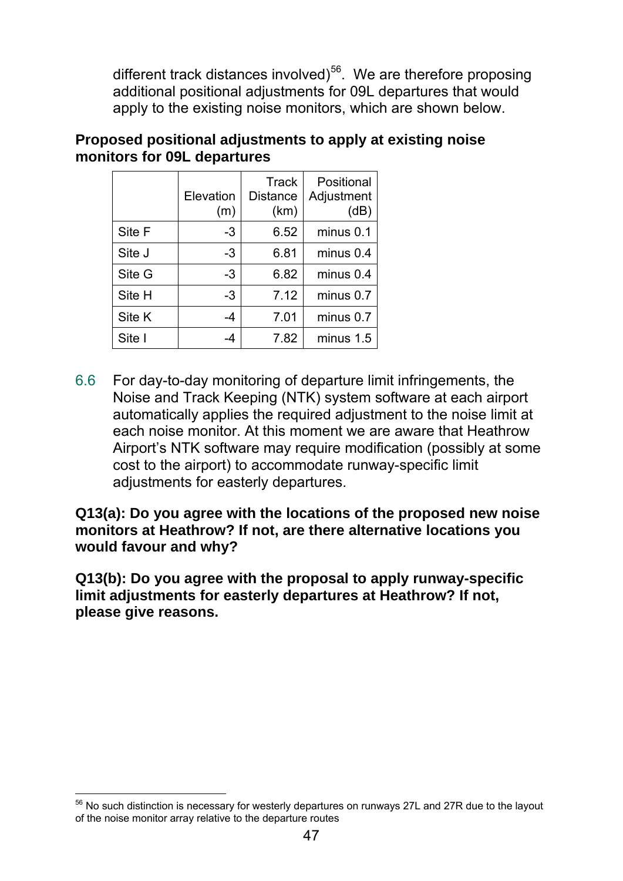different track distances involved)[56]. We are therefore proposing additional positional adjustments for 09L departures that would apply to the existing noise monitors, which are shown below.

**Proposed positional adjustments to apply at existing noise monitors for 09L departures**

| | Elevation (m) | Track Distance (km) | Positional Adjustment (dB) |
|---|---|---|---|
| Site F | -3 | 6.52 | minus 0.1 |
| Site J | -3 | 6.81 | minus 0.4 |
| Site G | -3 | 6.82 | minus 0.4 |
| Site H | -3 | 7.12 | minus 0.7 |
| Site K | -4 | 7.01 | minus 0.7 |
| Site I | -4 | 7.82 | minus 1.5 |

6.6 For day-to-day monitoring of departure limit infringements, the Noise and Track Keeping (NTK) system software at each airport automatically applies the required adjustment to the noise limit at each noise monitor. At this moment we are aware that Heathrow Airport's NTK software may require modification (possibly at some cost to the airport) to accommodate runway-specific limit adjustments for easterly departures.

**Q13(a): Do you agree with the locations of the proposed new noise monitors at Heathrow? If not, are there alternative locations you would favour and why?**

**Q13(b): Do you agree with the proposal to apply runway-specific limit adjustments for easterly departures at Heathrow? If not, please give reasons.**

[56] No such distinction is necessary for westerly departures on runways 27L and 27R due to the layout of the noise monitor array relative to the departure routes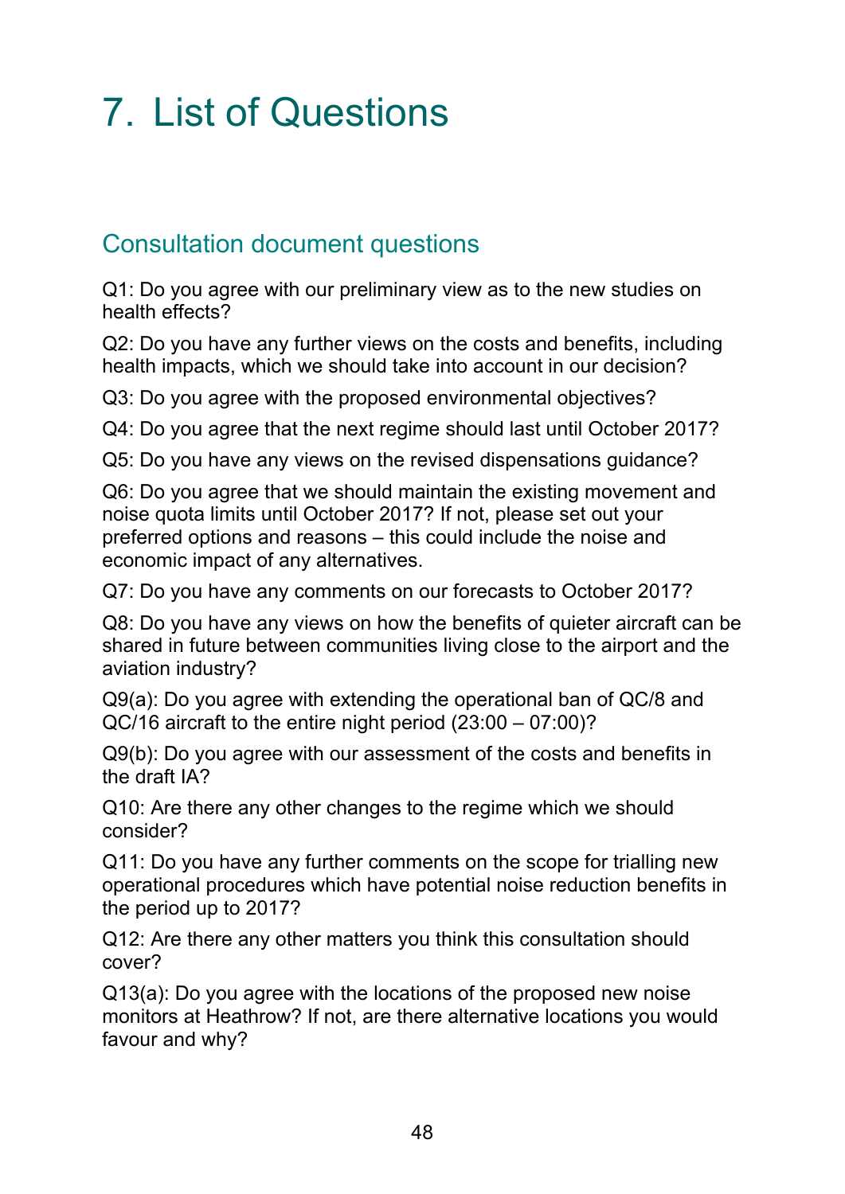# 7. List of Questions

## Consultation document questions

Q1: Do you agree with our preliminary view as to the new studies on health effects?

Q2: Do you have any further views on the costs and benefits, including health impacts, which we should take into account in our decision?

Q3: Do you agree with the proposed environmental objectives?

Q4: Do you agree that the next regime should last until October 2017?

Q5: Do you have any views on the revised dispensations guidance?

Q6: Do you agree that we should maintain the existing movement and noise quota limits until October 2017? If not, please set out your preferred options and reasons – this could include the noise and economic impact of any alternatives.

Q7: Do you have any comments on our forecasts to October 2017?

Q8: Do you have any views on how the benefits of quieter aircraft can be shared in future between communities living close to the airport and the aviation industry?

Q9(a): Do you agree with extending the operational ban of QC/8 and QC/16 aircraft to the entire night period (23:00 – 07:00)?

Q9(b): Do you agree with our assessment of the costs and benefits in the draft IA?

Q10: Are there any other changes to the regime which we should consider?

Q11: Do you have any further comments on the scope for trialling new operational procedures which have potential noise reduction benefits in the period up to 2017?

Q12: Are there any other matters you think this consultation should cover?

Q13(a): Do you agree with the locations of the proposed new noise monitors at Heathrow? If not, are there alternative locations you would favour and why?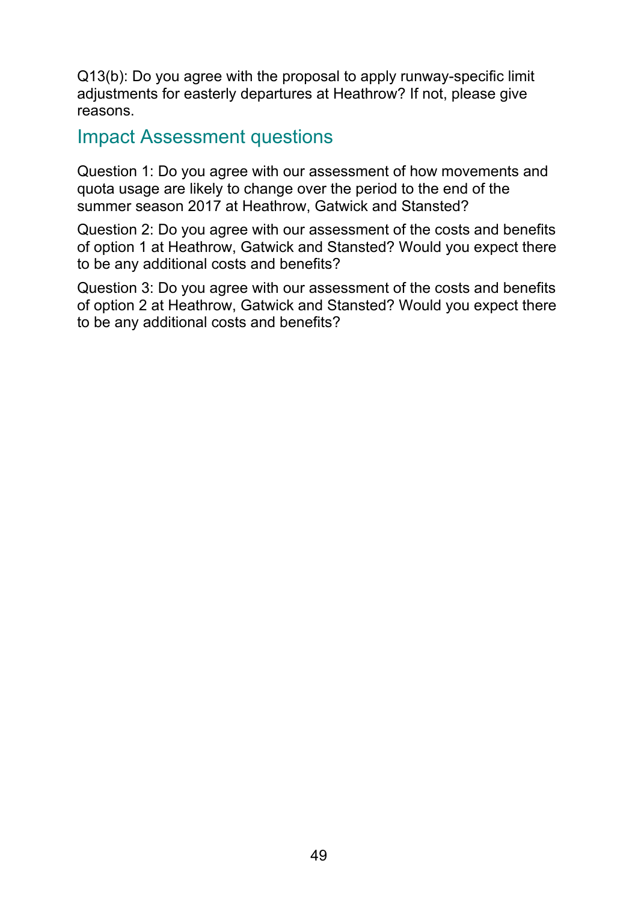Q13(b): Do you agree with the proposal to apply runway-specific limit adjustments for easterly departures at Heathrow? If not, please give reasons.

## Impact Assessment questions

Question 1: Do you agree with our assessment of how movements and quota usage are likely to change over the period to the end of the summer season 2017 at Heathrow, Gatwick and Stansted?

Question 2: Do you agree with our assessment of the costs and benefits of option 1 at Heathrow, Gatwick and Stansted? Would you expect there to be any additional costs and benefits?

Question 3: Do you agree with our assessment of the costs and benefits of option 2 at Heathrow, Gatwick and Stansted? Would you expect there to be any additional costs and benefits?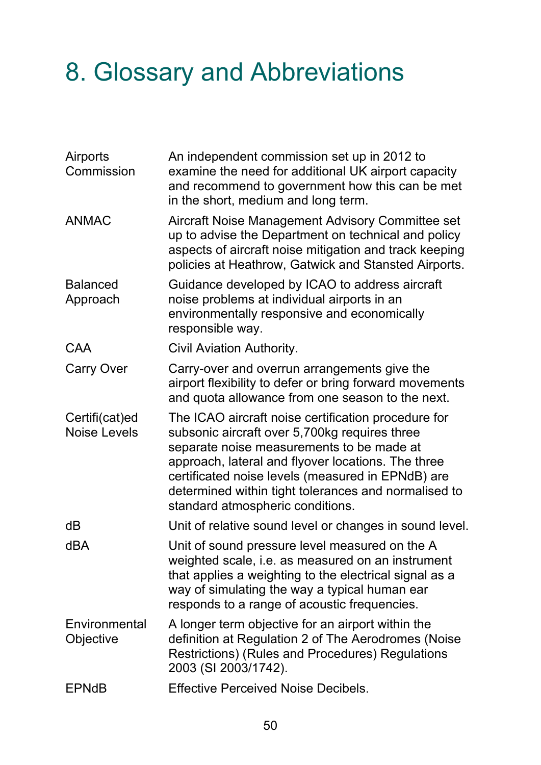# 8. Glossary and Abbreviations

| | |
|---|---|
| Airports Commission | An independent commission set up in 2012 to examine the need for additional UK airport capacity and recommend to government how this can be met in the short, medium and long term. |
| ANMAC | Aircraft Noise Management Advisory Committee set up to advise the Department on technical and policy aspects of aircraft noise mitigation and track keeping policies at Heathrow, Gatwick and Stansted Airports. |
| Balanced Approach | Guidance developed by ICAO to address aircraft noise problems at individual airports in an environmentally responsive and economically responsible way. |
| CAA | Civil Aviation Authority. |
| Carry Over | Carry-over and overrun arrangements give the airport flexibility to defer or bring forward movements and quota allowance from one season to the next. |
| Certifi(cat)ed Noise Levels | The ICAO aircraft noise certification procedure for subsonic aircraft over 5,700kg requires three separate noise measurements to be made at approach, lateral and flyover locations. The three certificated noise levels (measured in EPNdB) are determined within tight tolerances and normalised to standard atmospheric conditions. |
| dB | Unit of relative sound level or changes in sound level. |
| dBA | Unit of sound pressure level measured on the A weighted scale, i.e. as measured on an instrument that applies a weighting to the electrical signal as a way of simulating the way a typical human ear responds to a range of acoustic frequencies. |
| Environmental Objective | A longer term objective for an airport within the definition at Regulation 2 of The Aerodromes (Noise Restrictions) (Rules and Procedures) Regulations 2003 (SI 2003/1742). |
| EPNdB | Effective Perceived Noise Decibels. |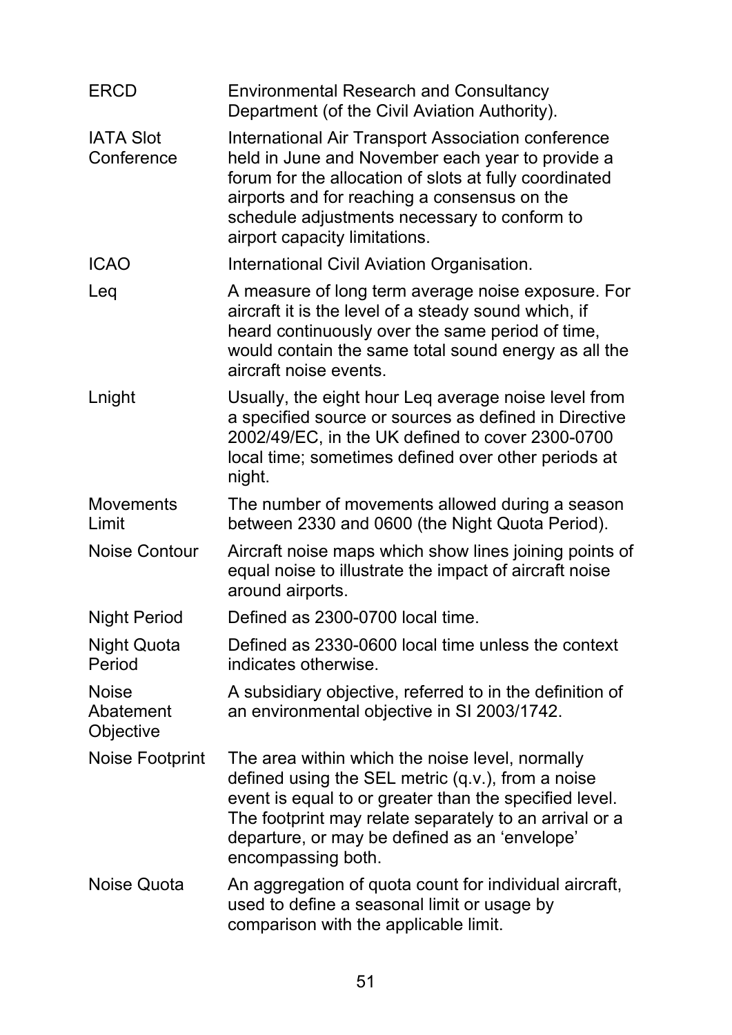| | |
|---|---|
| ERCD | Environmental Research and Consultancy Department (of the Civil Aviation Authority). |
| IATA Slot Conference | International Air Transport Association conference held in June and November each year to provide a forum for the allocation of slots at fully coordinated airports and for reaching a consensus on the schedule adjustments necessary to conform to airport capacity limitations. |
| ICAO | International Civil Aviation Organisation. |
| Leq | A measure of long term average noise exposure. For aircraft it is the level of a steady sound which, if heard continuously over the same period of time, would contain the same total sound energy as all the aircraft noise events. |
| Lnight | Usually, the eight hour Leq average noise level from a specified source or sources as defined in Directive 2002/49/EC, in the UK defined to cover 2300-0700 local time; sometimes defined over other periods at night. |
| Movements Limit | The number of movements allowed during a season between 2330 and 0600 (the Night Quota Period). |
| Noise Contour | Aircraft noise maps which show lines joining points of equal noise to illustrate the impact of aircraft noise around airports. |
| Night Period | Defined as 2300-0700 local time. |
| Night Quota Period | Defined as 2330-0600 local time unless the context indicates otherwise. |
| Noise Abatement Objective | A subsidiary objective, referred to in the definition of an environmental objective in SI 2003/1742. |
| Noise Footprint | The area within which the noise level, normally defined using the SEL metric (q.v.), from a noise event is equal to or greater than the specified level. The footprint may relate separately to an arrival or a departure, or may be defined as an 'envelope' encompassing both. |
| Noise Quota | An aggregation of quota count for individual aircraft, used to define a seasonal limit or usage by comparison with the applicable limit. |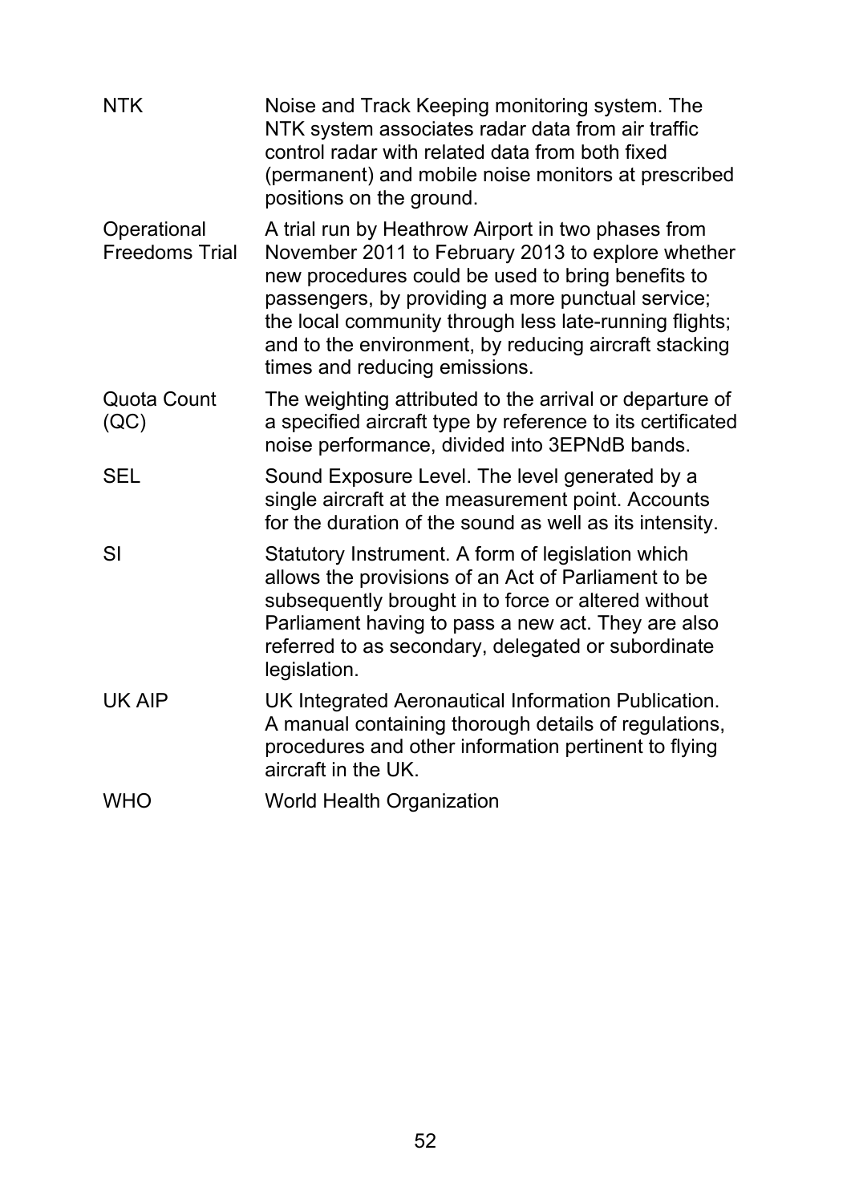| | |
|---|---|
| NTK | Noise and Track Keeping monitoring system. The NTK system associates radar data from air traffic control radar with related data from both fixed (permanent) and mobile noise monitors at prescribed positions on the ground. |
| Operational Freedoms Trial | A trial run by Heathrow Airport in two phases from November 2011 to February 2013 to explore whether new procedures could be used to bring benefits to passengers, by providing a more punctual service; the local community through less late-running flights; and to the environment, by reducing aircraft stacking times and reducing emissions. |
| Quota Count (QC) | The weighting attributed to the arrival or departure of a specified aircraft type by reference to its certificated noise performance, divided into 3EPNdB bands. |
| SEL | Sound Exposure Level. The level generated by a single aircraft at the measurement point. Accounts for the duration of the sound as well as its intensity. |
| SI | Statutory Instrument. A form of legislation which allows the provisions of an Act of Parliament to be subsequently brought in to force or altered without Parliament having to pass a new act. They are also referred to as secondary, delegated or subordinate legislation. |
| UK AIP | UK Integrated Aeronautical Information Publication. A manual containing thorough details of regulations, procedures and other information pertinent to flying aircraft in the UK. |
| WHO | World Health Organization |